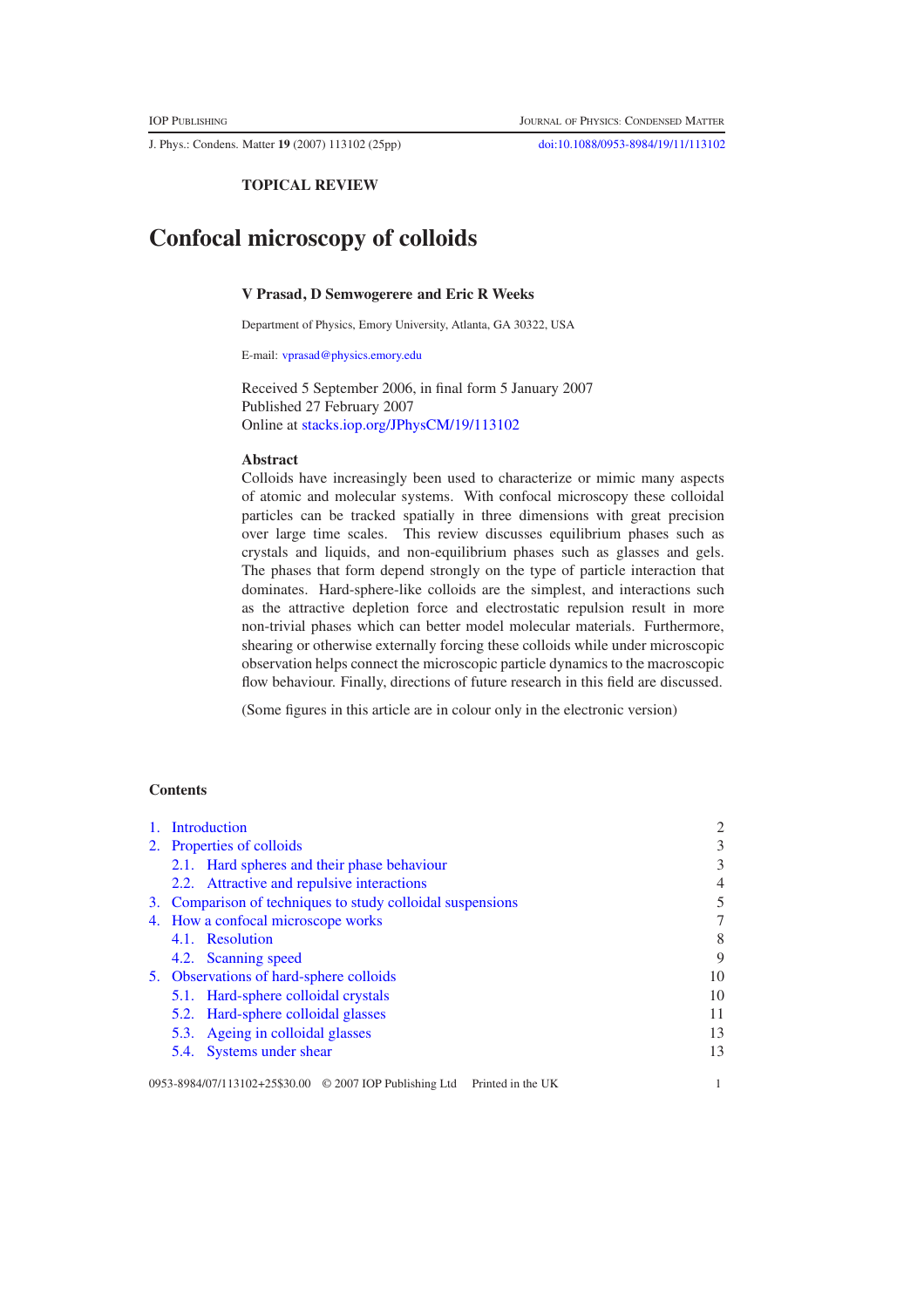TOPICAL REVIEW

# Confocal microscopy of colloids

**V Prasad, D Semwogerere and Eric R Weeks**

Department of Physics, Emory University, Atlanta, GA 30322, USA

E-mail: vprasad@physics.emory.edu

Received 5 September 2006, in final form 5 January 2007
Published 27 February 2007
Online at stacks.iop.org/JPhysCM/19/113102

### Abstract

Colloids have increasingly been used to characterize or mimic many aspects of atomic and molecular systems. With confocal microscopy these colloidal particles can be tracked spatially in three dimensions with great precision over large time scales. This review discusses equilibrium phases such as crystals and liquids, and non-equilibrium phases such as glasses and gels. The phases that form depend strongly on the type of particle interaction that dominates. Hard-sphere-like colloids are the simplest, and interactions such as the attractive depletion force and electrostatic repulsion result in more non-trivial phases which can better model molecular materials. Furthermore, shearing or otherwise externally forcing these colloids while under microscopic observation helps connect the microscopic particle dynamics to the macroscopic flow behaviour. Finally, directions of future research in this field are discussed.

(Some figures in this article are in colour only in the electronic version)

### Contents

| | |
|---|---|
| 1. Introduction | 2 |
| 2. Properties of colloids | 3 |
| 2.1. Hard spheres and their phase behaviour | 3 |
| 2.2. Attractive and repulsive interactions | 4 |
| 3. Comparison of techniques to study colloidal suspensions | 5 |
| 4. How a confocal microscope works | 7 |
| 4.1. Resolution | 8 |
| 4.2. Scanning speed | 9 |
| 5. Observations of hard-sphere colloids | 10 |
| 5.1. Hard-sphere colloidal crystals | 10 |
| 5.2. Hard-sphere colloidal glasses | 11 |
| 5.3. Ageing in colloidal glasses | 13 |
| 5.4. Systems under shear | 13 |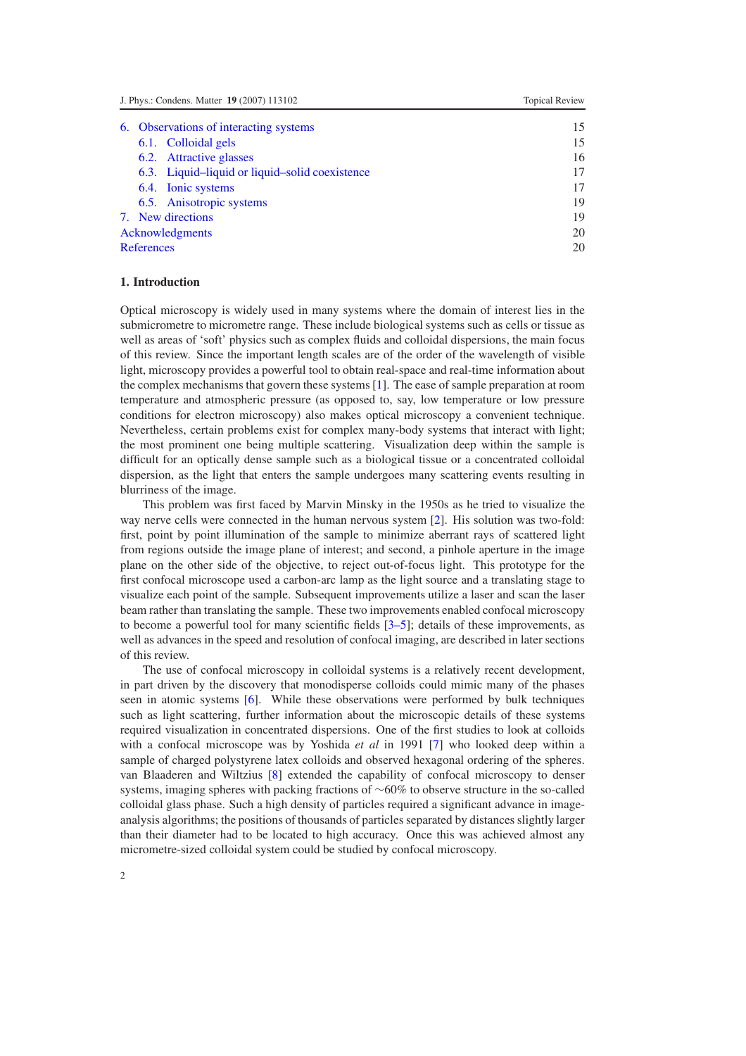| | |
|---|---|
| 6. Observations of interacting systems | 15 |
| 6.1. Colloidal gels | 15 |
| 6.2. Attractive glasses | 16 |
| 6.3. Liquid–liquid or liquid–solid coexistence | 17 |
| 6.4. Ionic systems | 17 |
| 6.5. Anisotropic systems | 19 |
| 7. New directions | 19 |
| Acknowledgments | 20 |
| References | 20 |

## 1. Introduction

Optical microscopy is widely used in many systems where the domain of interest lies in the submicrometre to micrometre range. These include biological systems such as cells or tissue as well as areas of 'soft' physics such as complex fluids and colloidal dispersions, the main focus of this review. Since the important length scales are of the order of the wavelength of visible light, microscopy provides a powerful tool to obtain real-space and real-time information about the complex mechanisms that govern these systems [1]. The ease of sample preparation at room temperature and atmospheric pressure (as opposed to, say, low temperature or low pressure conditions for electron microscopy) also makes optical microscopy a convenient technique. Nevertheless, certain problems exist for complex many-body systems that interact with light; the most prominent one being multiple scattering. Visualization deep within the sample is difficult for an optically dense sample such as a biological tissue or a concentrated colloidal dispersion, as the light that enters the sample undergoes many scattering events resulting in blurriness of the image.

This problem was first faced by Marvin Minsky in the 1950s as he tried to visualize the way nerve cells were connected in the human nervous system [2]. His solution was two-fold: first, point by point illumination of the sample to minimize aberrant rays of scattered light from regions outside the image plane of interest; and second, a pinhole aperture in the image plane on the other side of the objective, to reject out-of-focus light. This prototype for the first confocal microscope used a carbon-arc lamp as the light source and a translating stage to visualize each point of the sample. Subsequent improvements utilize a laser and scan the laser beam rather than translating the sample. These two improvements enabled confocal microscopy to become a powerful tool for many scientific fields [3–5]; details of these improvements, as well as advances in the speed and resolution of confocal imaging, are described in later sections of this review.

The use of confocal microscopy in colloidal systems is a relatively recent development, in part driven by the discovery that monodisperse colloids could mimic many of the phases seen in atomic systems [6]. While these observations were performed by bulk techniques such as light scattering, further information about the microscopic details of these systems required visualization in concentrated dispersions. One of the first studies to look at colloids with a confocal microscope was by Yoshida *et al* in 1991 [7] who looked deep within a sample of charged polystyrene latex colloids and observed hexagonal ordering of the spheres. van Blaaderen and Wiltzius [8] extended the capability of confocal microscopy to denser systems, imaging spheres with packing fractions of ∼60% to observe structure in the so-called colloidal glass phase. Such a high density of particles required a significant advance in image-analysis algorithms; the positions of thousands of particles separated by distances slightly larger than their diameter had to be located to high accuracy. Once this was achieved almost any micrometre-sized colloidal system could be studied by confocal microscopy.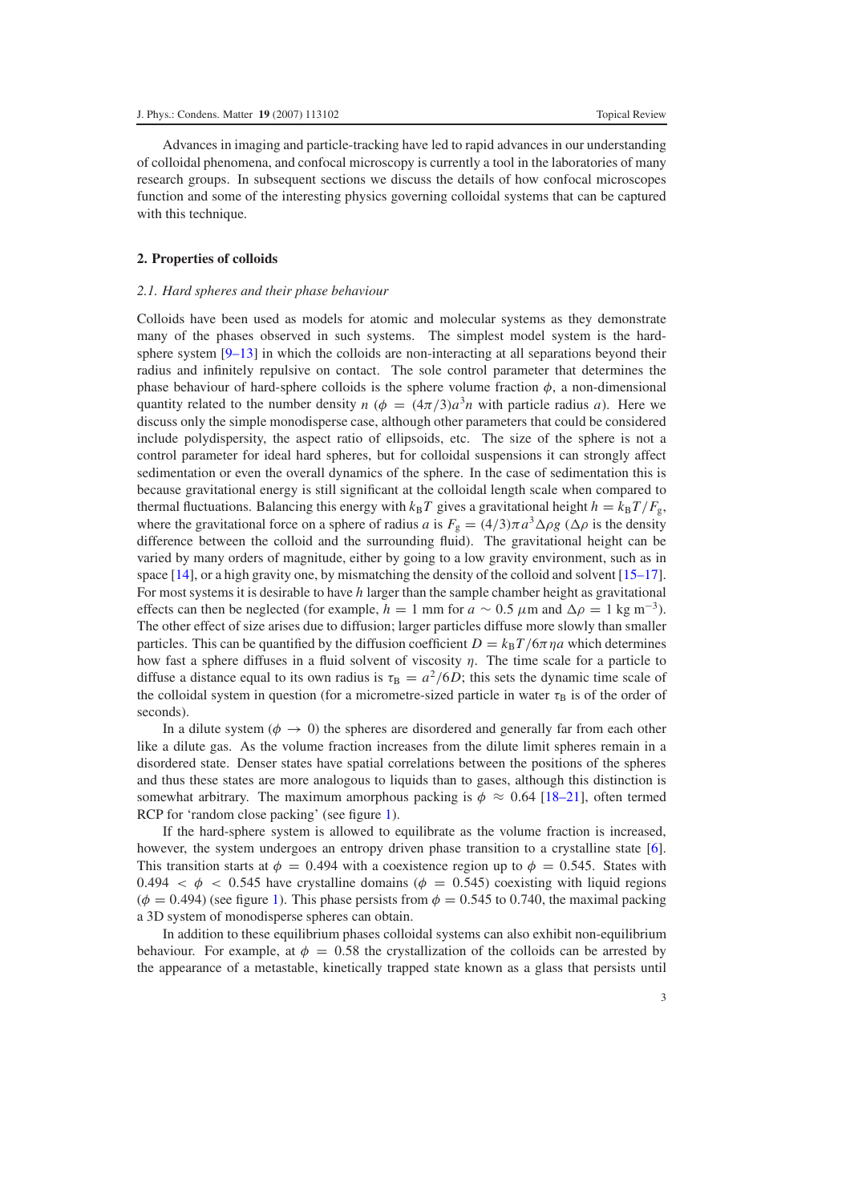Advances in imaging and particle-tracking have led to rapid advances in our understanding of colloidal phenomena, and confocal microscopy is currently a tool in the laboratories of many research groups. In subsequent sections we discuss the details of how confocal microscopes function and some of the interesting physics governing colloidal systems that can be captured with this technique.

## 2. Properties of colloids

### *2.1. Hard spheres and their phase behaviour*

Colloids have been used as models for atomic and molecular systems as they demonstrate many of the phases observed in such systems. The simplest model system is the hard-sphere system [9–13] in which the colloids are non-interacting at all separations beyond their radius and infinitely repulsive on contact. The sole control parameter that determines the phase behaviour of hard-sphere colloids is the sphere volume fraction $\phi$, a non-dimensional quantity related to the number density $n$ ($\phi = (4\pi/3)a^3 n$ with particle radius $a$). Here we discuss only the simple monodisperse case, although other parameters that could be considered include polydispersity, the aspect ratio of ellipsoids, etc. The size of the sphere is not a control parameter for ideal hard spheres, but for colloidal suspensions it can strongly affect sedimentation or even the overall dynamics of the sphere. In the case of sedimentation this is because gravitational energy is still significant at the colloidal length scale when compared to thermal fluctuations. Balancing this energy with $k_B T$ gives a gravitational height $h = k_B T / F_g$, where the gravitational force on a sphere of radius $a$ is $F_g = (4/3)\pi a^3 \Delta\rho g$ ($\Delta\rho$ is the density difference between the colloid and the surrounding fluid). The gravitational height can be varied by many orders of magnitude, either by going to a low gravity environment, such as in space [14], or a high gravity one, by mismatching the density of the colloid and solvent [15–17]. For most systems it is desirable to have $h$ larger than the sample chamber height as gravitational effects can then be neglected (for example, $h = 1$ mm for $a \sim 0.5$ $\mu$m and $\Delta\rho = 1$ kg m$^{-3}$). The other effect of size arises due to diffusion; larger particles diffuse more slowly than smaller particles. This can be quantified by the diffusion coefficient $D = k_B T / 6\pi\eta a$ which determines how fast a sphere diffuses in a fluid solvent of viscosity $\eta$. The time scale for a particle to diffuse a distance equal to its own radius is $\tau_B = a^2/6D$; this sets the dynamic time scale of the colloidal system in question (for a micrometre-sized particle in water $\tau_B$ is of the order of seconds).

In a dilute system ($\phi \to 0$) the spheres are disordered and generally far from each other like a dilute gas. As the volume fraction increases from the dilute limit spheres remain in a disordered state. Denser states have spatial correlations between the positions of the spheres and thus these states are more analogous to liquids than to gases, although this distinction is somewhat arbitrary. The maximum amorphous packing is $\phi \approx 0.64$ [18–21], often termed RCP for 'random close packing' (see figure 1).

If the hard-sphere system is allowed to equilibrate as the volume fraction is increased, however, the system undergoes an entropy driven phase transition to a crystalline state [6]. This transition starts at $\phi = 0.494$ with a coexistence region up to $\phi = 0.545$. States with $0.494 < \phi < 0.545$ have crystalline domains ($\phi = 0.545$) coexisting with liquid regions ($\phi = 0.494$) (see figure 1). This phase persists from $\phi = 0.545$ to 0.740, the maximal packing a 3D system of monodisperse spheres can obtain.

In addition to these equilibrium phases colloidal systems can also exhibit non-equilibrium behaviour. For example, at $\phi = 0.58$ the crystallization of the colloids can be arrested by the appearance of a metastable, kinetically trapped state known as a glass that persists until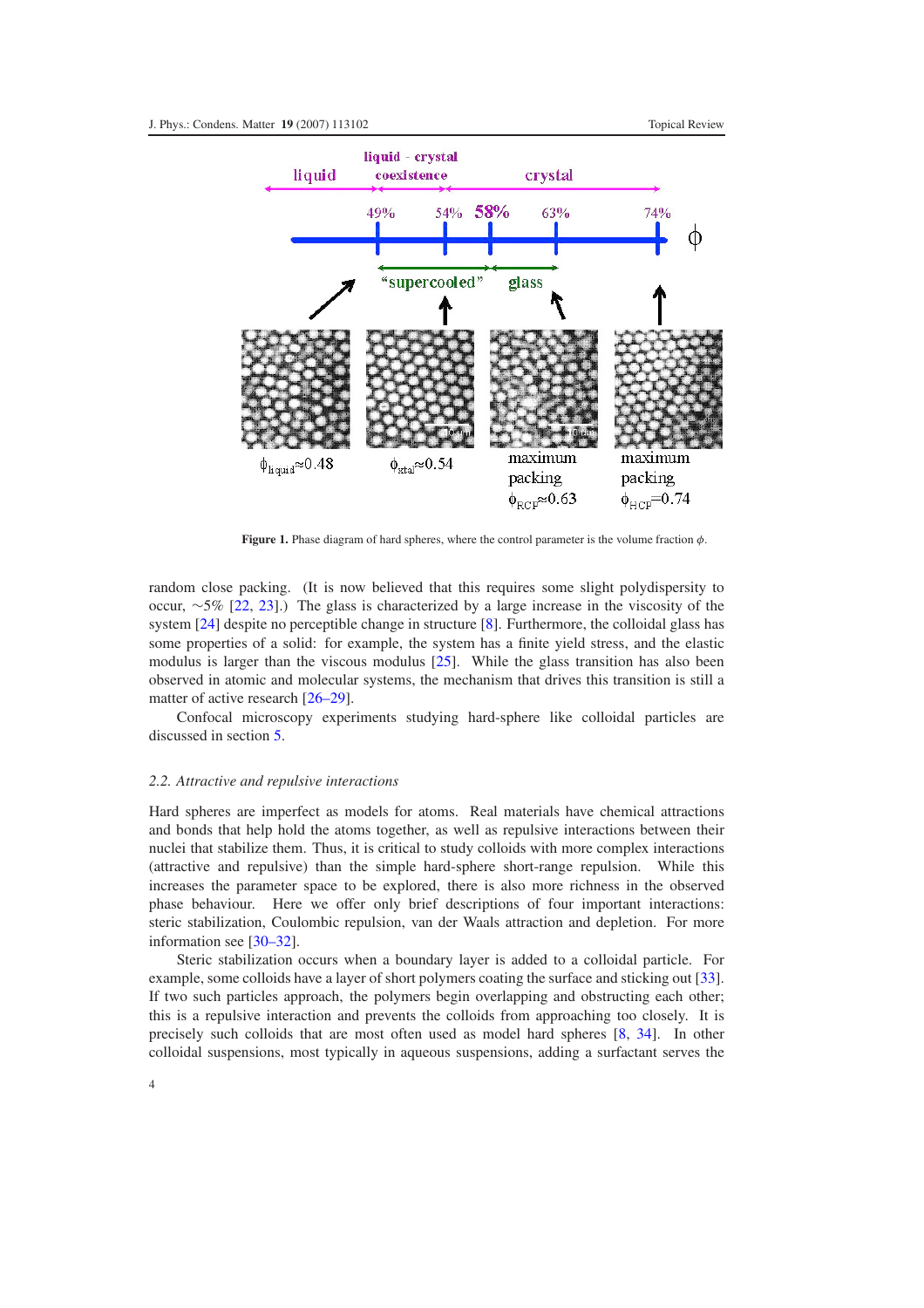**Figure 1.** Phase diagram of hard spheres, where the control parameter is the volume fraction $\phi$.

random close packing. (It is now believed that this requires some slight polydispersity to occur, ∼5% [22, 23].) The glass is characterized by a large increase in the viscosity of the system [24] despite no perceptible change in structure [8]. Furthermore, the colloidal glass has some properties of a solid: for example, the system has a finite yield stress, and the elastic modulus is larger than the viscous modulus [25]. While the glass transition has also been observed in atomic and molecular systems, the mechanism that drives this transition is still a matter of active research [26–29].

Confocal microscopy experiments studying hard-sphere like colloidal particles are discussed in section 5.

### *2.2. Attractive and repulsive interactions*

Hard spheres are imperfect as models for atoms. Real materials have chemical attractions and bonds that help hold the atoms together, as well as repulsive interactions between their nuclei that stabilize them. Thus, it is critical to study colloids with more complex interactions (attractive and repulsive) than the simple hard-sphere short-range repulsion. While this increases the parameter space to be explored, there is also more richness in the observed phase behaviour. Here we offer only brief descriptions of four important interactions: steric stabilization, Coulombic repulsion, van der Waals attraction and depletion. For more information see [30–32].

Steric stabilization occurs when a boundary layer is added to a colloidal particle. For example, some colloids have a layer of short polymers coating the surface and sticking out [33]. If two such particles approach, the polymers begin overlapping and obstructing each other; this is a repulsive interaction and prevents the colloids from approaching too closely. It is precisely such colloids that are most often used as model hard spheres [8, 34]. In other colloidal suspensions, most typically in aqueous suspensions, adding a surfactant serves the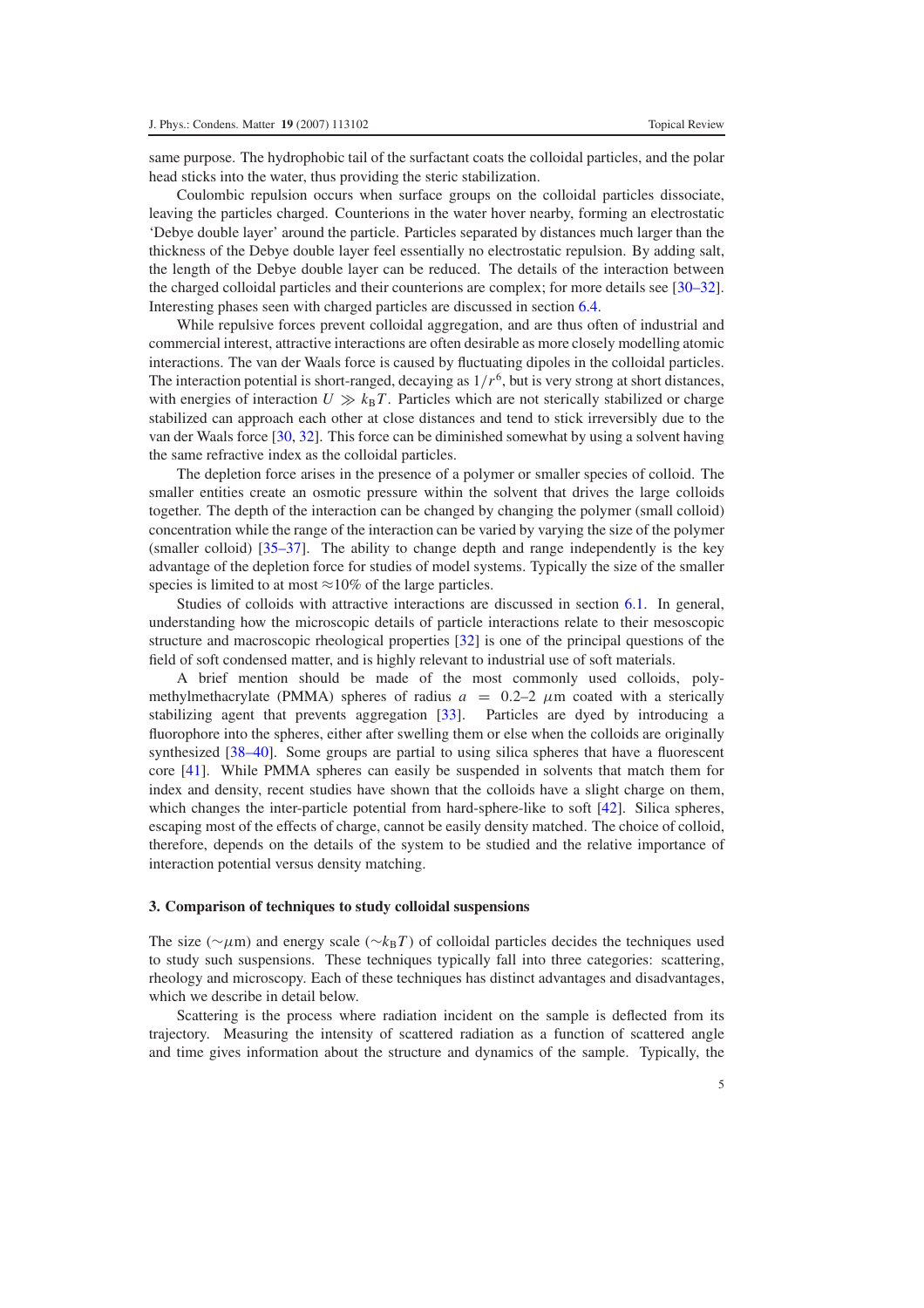same purpose. The hydrophobic tail of the surfactant coats the colloidal particles, and the polar head sticks into the water, thus providing the steric stabilization.

Coulombic repulsion occurs when surface groups on the colloidal particles dissociate, leaving the particles charged. Counterions in the water hover nearby, forming an electrostatic 'Debye double layer' around the particle. Particles separated by distances much larger than the thickness of the Debye double layer feel essentially no electrostatic repulsion. By adding salt, the length of the Debye double layer can be reduced. The details of the interaction between the charged colloidal particles and their counterions are complex; for more details see [30–32]. Interesting phases seen with charged particles are discussed in section 6.4.

While repulsive forces prevent colloidal aggregation, and are thus often of industrial and commercial interest, attractive interactions are often desirable as more closely modelling atomic interactions. The van der Waals force is caused by fluctuating dipoles in the colloidal particles. The interaction potential is short-ranged, decaying as $1/r^6$, but is very strong at short distances, with energies of interaction $U \gg k_B T$. Particles which are not sterically stabilized or charge stabilized can approach each other at close distances and tend to stick irreversibly due to the van der Waals force [30, 32]. This force can be diminished somewhat by using a solvent having the same refractive index as the colloidal particles.

The depletion force arises in the presence of a polymer or smaller species of colloid. The smaller entities create an osmotic pressure within the solvent that drives the large colloids together. The depth of the interaction can be changed by changing the polymer (small colloid) concentration while the range of the interaction can be varied by varying the size of the polymer (smaller colloid) [35–37]. The ability to change depth and range independently is the key advantage of the depletion force for studies of model systems. Typically the size of the smaller species is limited to at most $\approx$10% of the large particles.

Studies of colloids with attractive interactions are discussed in section 6.1. In general, understanding how the microscopic details of particle interactions relate to their mesoscopic structure and macroscopic rheological properties [32] is one of the principal questions of the field of soft condensed matter, and is highly relevant to industrial use of soft materials.

A brief mention should be made of the most commonly used colloids, polymethylmethacrylate (PMMA) spheres of radius $a = 0.2$–$2\ \mu$m coated with a sterically stabilizing agent that prevents aggregation [33]. Particles are dyed by introducing a fluorophore into the spheres, either after swelling them or else when the colloids are originally synthesized [38–40]. Some groups are partial to using silica spheres that have a fluorescent core [41]. While PMMA spheres can easily be suspended in solvents that match them for index and density, recent studies have shown that the colloids have a slight charge on them, which changes the inter-particle potential from hard-sphere-like to soft [42]. Silica spheres, escaping most of the effects of charge, cannot be easily density matched. The choice of colloid, therefore, depends on the details of the system to be studied and the relative importance of interaction potential versus density matching.

## 3. Comparison of techniques to study colloidal suspensions

The size ($\sim\mu$m) and energy scale ($\sim k_B T$) of colloidal particles decides the techniques used to study such suspensions. These techniques typically fall into three categories: scattering, rheology and microscopy. Each of these techniques has distinct advantages and disadvantages, which we describe in detail below.

Scattering is the process where radiation incident on the sample is deflected from its trajectory. Measuring the intensity of scattered radiation as a function of scattered angle and time gives information about the structure and dynamics of the sample. Typically, the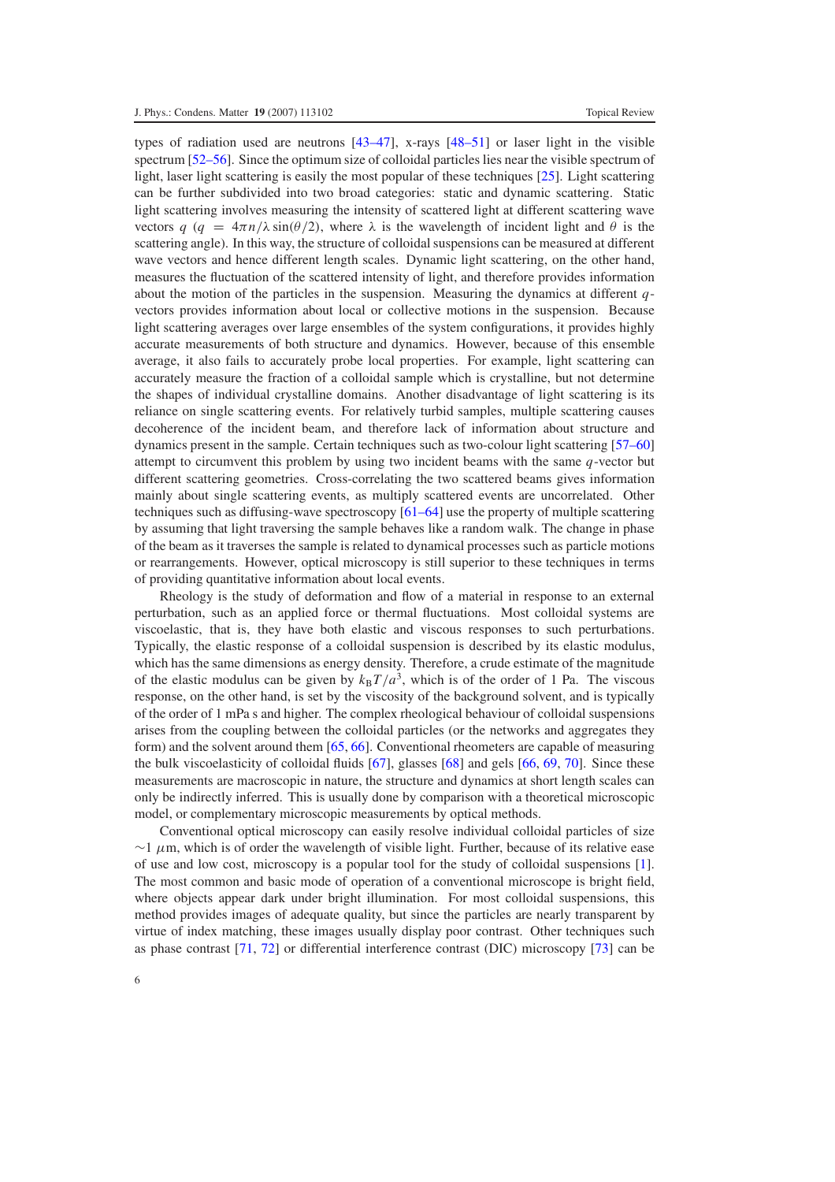types of radiation used are neutrons [43–47], x-rays [48–51] or laser light in the visible spectrum [52–56]. Since the optimum size of colloidal particles lies near the visible spectrum of light, laser light scattering is easily the most popular of these techniques [25]. Light scattering can be further subdivided into two broad categories: static and dynamic scattering. Static light scattering involves measuring the intensity of scattered light at different scattering wave vectors $q$ ($q = 4\pi n/\lambda \sin(\theta/2)$, where $\lambda$ is the wavelength of incident light and $\theta$ is the scattering angle). In this way, the structure of colloidal suspensions can be measured at different wave vectors and hence different length scales. Dynamic light scattering, on the other hand, measures the fluctuation of the scattered intensity of light, and therefore provides information about the motion of the particles in the suspension. Measuring the dynamics at different $q$-vectors provides information about local or collective motions in the suspension. Because light scattering averages over large ensembles of the system configurations, it provides highly accurate measurements of both structure and dynamics. However, because of this ensemble average, it also fails to accurately probe local properties. For example, light scattering can accurately measure the fraction of a colloidal sample which is crystalline, but not determine the shapes of individual crystalline domains. Another disadvantage of light scattering is its reliance on single scattering events. For relatively turbid samples, multiple scattering causes decoherence of the incident beam, and therefore lack of information about structure and dynamics present in the sample. Certain techniques such as two-colour light scattering [57–60] attempt to circumvent this problem by using two incident beams with the same $q$-vector but different scattering geometries. Cross-correlating the two scattered beams gives information mainly about single scattering events, as multiply scattered events are uncorrelated. Other techniques such as diffusing-wave spectroscopy [61–64] use the property of multiple scattering by assuming that light traversing the sample behaves like a random walk. The change in phase of the beam as it traverses the sample is related to dynamical processes such as particle motions or rearrangements. However, optical microscopy is still superior to these techniques in terms of providing quantitative information about local events.

Rheology is the study of deformation and flow of a material in response to an external perturbation, such as an applied force or thermal fluctuations. Most colloidal systems are viscoelastic, that is, they have both elastic and viscous responses to such perturbations. Typically, the elastic response of a colloidal suspension is described by its elastic modulus, which has the same dimensions as energy density. Therefore, a crude estimate of the magnitude of the elastic modulus can be given by $k_B T/a^3$, which is of the order of 1 Pa. The viscous response, on the other hand, is set by the viscosity of the background solvent, and is typically of the order of 1 mPa s and higher. The complex rheological behaviour of colloidal suspensions arises from the coupling between the colloidal particles (or the networks and aggregates they form) and the solvent around them [65, 66]. Conventional rheometers are capable of measuring the bulk viscoelasticity of colloidal fluids [67], glasses [68] and gels [66, 69, 70]. Since these measurements are macroscopic in nature, the structure and dynamics at short length scales can only be indirectly inferred. This is usually done by comparison with a theoretical microscopic model, or complementary microscopic measurements by optical methods.

Conventional optical microscopy can easily resolve individual colloidal particles of size $\sim 1\ \mu$m, which is of order the wavelength of visible light. Further, because of its relative ease of use and low cost, microscopy is a popular tool for the study of colloidal suspensions [1]. The most common and basic mode of operation of a conventional microscope is bright field, where objects appear dark under bright illumination. For most colloidal suspensions, this method provides images of adequate quality, but since the particles are nearly transparent by virtue of index matching, these images usually display poor contrast. Other techniques such as phase contrast [71, 72] or differential interference contrast (DIC) microscopy [73] can be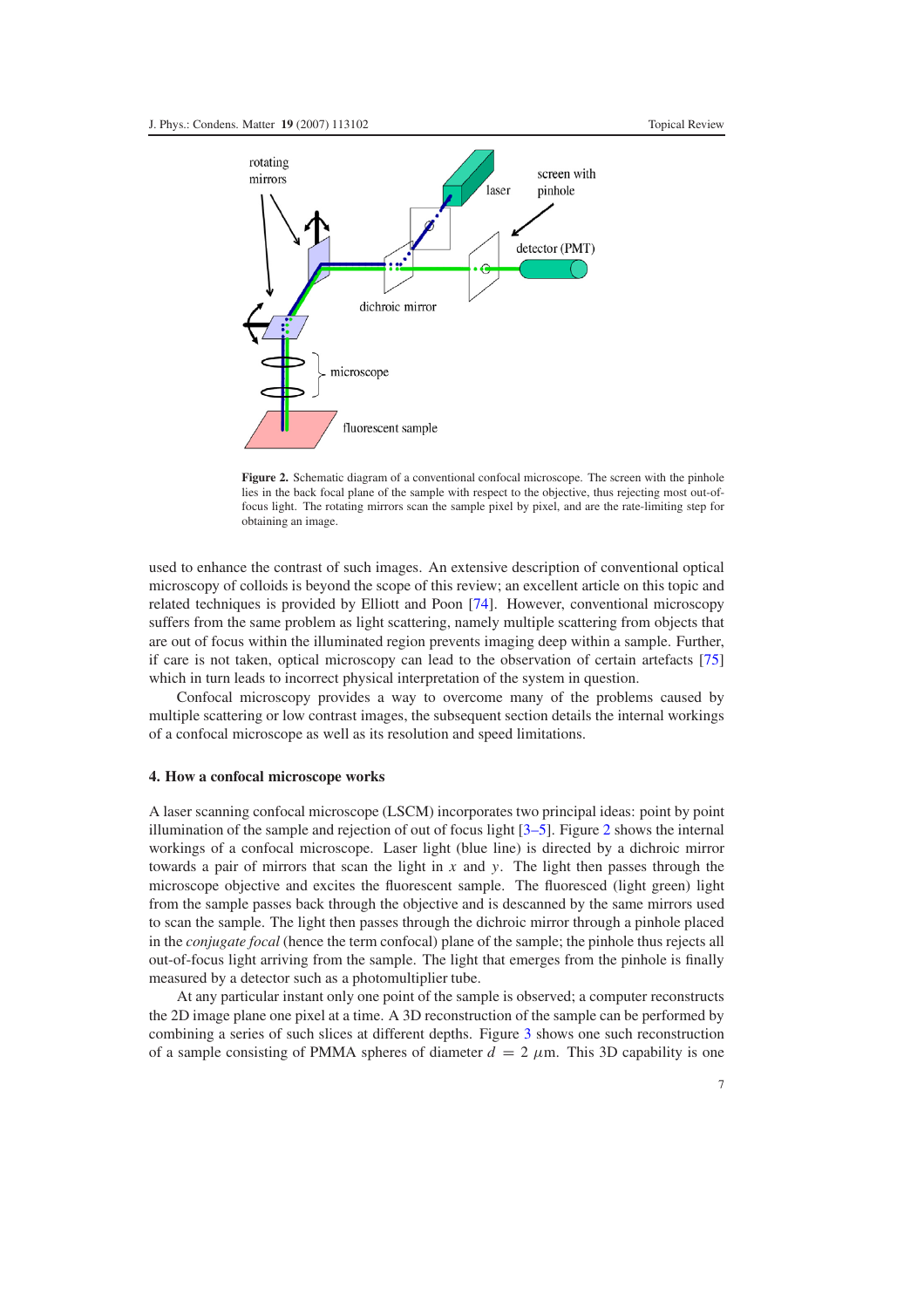rotating mirrors

laser

screen with pinhole

detector (PMT)

dichroic mirror

microscope

fluorescent sample

**Figure 2.** Schematic diagram of a conventional confocal microscope. The screen with the pinhole lies in the back focal plane of the sample with respect to the objective, thus rejecting most out-of-focus light. The rotating mirrors scan the sample pixel by pixel, and are the rate-limiting step for obtaining an image.

used to enhance the contrast of such images. An extensive description of conventional optical microscopy of colloids is beyond the scope of this review; an excellent article on this topic and related techniques is provided by Elliott and Poon [74]. However, conventional microscopy suffers from the same problem as light scattering, namely multiple scattering from objects that are out of focus within the illuminated region prevents imaging deep within a sample. Further, if care is not taken, optical microscopy can lead to the observation of certain artefacts [75] which in turn leads to incorrect physical interpretation of the system in question.

Confocal microscopy provides a way to overcome many of the problems caused by multiple scattering or low contrast images, the subsequent section details the internal workings of a confocal microscope as well as its resolution and speed limitations.

## 4. How a confocal microscope works

A laser scanning confocal microscope (LSCM) incorporates two principal ideas: point by point illumination of the sample and rejection of out of focus light [3–5]. Figure 2 shows the internal workings of a confocal microscope. Laser light (blue line) is directed by a dichroic mirror towards a pair of mirrors that scan the light in $x$ and $y$. The light then passes through the microscope objective and excites the fluorescent sample. The fluoresced (light green) light from the sample passes back through the objective and is descanned by the same mirrors used to scan the sample. The light then passes through the dichroic mirror through a pinhole placed in the *conjugate focal* (hence the term confocal) plane of the sample; the pinhole thus rejects all out-of-focus light arriving from the sample. The light that emerges from the pinhole is finally measured by a detector such as a photomultiplier tube.

At any particular instant only one point of the sample is observed; a computer reconstructs the 2D image plane one pixel at a time. A 3D reconstruction of the sample can be performed by combining a series of such slices at different depths. Figure 3 shows one such reconstruction of a sample consisting of PMMA spheres of diameter $d = 2\ \mu$m. This 3D capability is one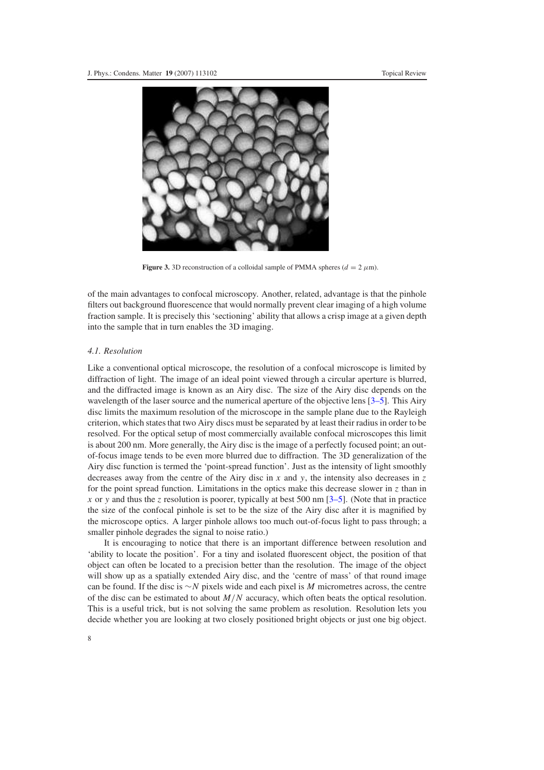**Figure 3.** 3D reconstruction of a colloidal sample of PMMA spheres ($d = 2\ \mu$m).

of the main advantages to confocal microscopy. Another, related, advantage is that the pinhole filters out background fluorescence that would normally prevent clear imaging of a high volume fraction sample. It is precisely this 'sectioning' ability that allows a crisp image at a given depth into the sample that in turn enables the 3D imaging.

### *4.1. Resolution*

Like a conventional optical microscope, the resolution of a confocal microscope is limited by diffraction of light. The image of an ideal point viewed through a circular aperture is blurred, and the diffracted image is known as an Airy disc. The size of the Airy disc depends on the wavelength of the laser source and the numerical aperture of the objective lens [3–5]. This Airy disc limits the maximum resolution of the microscope in the sample plane due to the Rayleigh criterion, which states that two Airy discs must be separated by at least their radius in order to be resolved. For the optical setup of most commercially available confocal microscopes this limit is about 200 nm. More generally, the Airy disc is the image of a perfectly focused point; an out-of-focus image tends to be even more blurred due to diffraction. The 3D generalization of the Airy disc function is termed the 'point-spread function'. Just as the intensity of light smoothly decreases away from the centre of the Airy disc in $x$ and $y$, the intensity also decreases in $z$ for the point spread function. Limitations in the optics make this decrease slower in $z$ than in $x$ or $y$ and thus the $z$ resolution is poorer, typically at best 500 nm [3–5]. (Note that in practice the size of the confocal pinhole is set to be the size of the Airy disc after it is magnified by the microscope optics. A larger pinhole allows too much out-of-focus light to pass through; a smaller pinhole degrades the signal to noise ratio.)

It is encouraging to notice that there is an important difference between resolution and 'ability to locate the position'. For a tiny and isolated fluorescent object, the position of that object can often be located to a precision better than the resolution. The image of the object will show up as a spatially extended Airy disc, and the 'centre of mass' of that round image can be found. If the disc is $\sim N$ pixels wide and each pixel is $M$ micrometres across, the centre of the disc can be estimated to about $M/N$ accuracy, which often beats the optical resolution. This is a useful trick, but is not solving the same problem as resolution. Resolution lets you decide whether you are looking at two closely positioned bright objects or just one big object.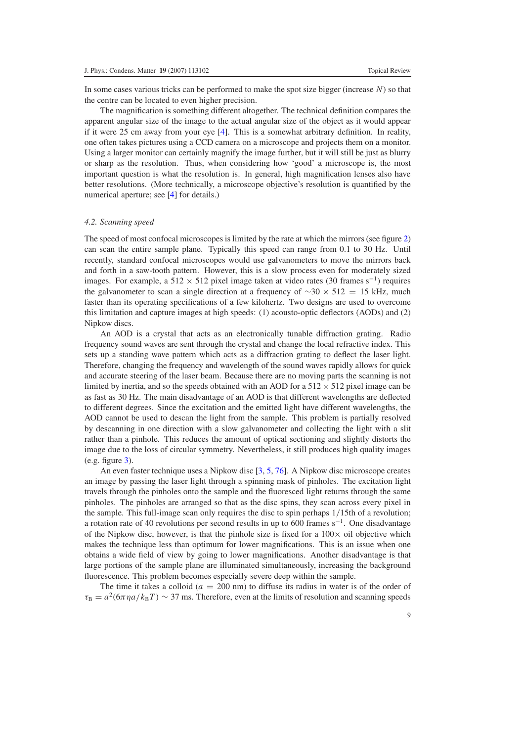In some cases various tricks can be performed to make the spot size bigger (increase $N$) so that the centre can be located to even higher precision.

The magnification is something different altogether. The technical definition compares the apparent angular size of the image to the actual angular size of the object as it would appear if it were 25 cm away from your eye [4]. This is a somewhat arbitrary definition. In reality, one often takes pictures using a CCD camera on a microscope and projects them on a monitor. Using a larger monitor can certainly magnify the image further, but it will still be just as blurry or sharp as the resolution. Thus, when considering how 'good' a microscope is, the most important question is what the resolution is. In general, high magnification lenses also have better resolutions. (More technically, a microscope objective's resolution is quantified by the numerical aperture; see [4] for details.)

### *4.2. Scanning speed*

The speed of most confocal microscopes is limited by the rate at which the mirrors (see figure 2) can scan the entire sample plane. Typically this speed can range from 0.1 to 30 Hz. Until recently, standard confocal microscopes would use galvanometers to move the mirrors back and forth in a saw-tooth pattern. However, this is a slow process even for moderately sized images. For example, a $512 \times 512$ pixel image taken at video rates (30 frames $s^{-1}$) requires the galvanometer to scan a single direction at a frequency of $\sim 30 \times 512 = 15$ kHz, much faster than its operating specifications of a few kilohertz. Two designs are used to overcome this limitation and capture images at high speeds: (1) acousto-optic deflectors (AODs) and (2) Nipkow discs.

An AOD is a crystal that acts as an electronically tunable diffraction grating. Radio frequency sound waves are sent through the crystal and change the local refractive index. This sets up a standing wave pattern which acts as a diffraction grating to deflect the laser light. Therefore, changing the frequency and wavelength of the sound waves rapidly allows for quick and accurate steering of the laser beam. Because there are no moving parts the scanning is not limited by inertia, and so the speeds obtained with an AOD for a $512 \times 512$ pixel image can be as fast as 30 Hz. The main disadvantage of an AOD is that different wavelengths are deflected to different degrees. Since the excitation and the emitted light have different wavelengths, the AOD cannot be used to descan the light from the sample. This problem is partially resolved by descanning in one direction with a slow galvanometer and collecting the light with a slit rather than a pinhole. This reduces the amount of optical sectioning and slightly distorts the image due to the loss of circular symmetry. Nevertheless, it still produces high quality images (e.g. figure 3).

An even faster technique uses a Nipkow disc [3, 5, 76]. A Nipkow disc microscope creates an image by passing the laser light through a spinning mask of pinholes. The excitation light travels through the pinholes onto the sample and the fluoresced light returns through the same pinholes. The pinholes are arranged so that as the disc spins, they scan across every pixel in the sample. This full-image scan only requires the disc to spin perhaps 1/15th of a revolution; a rotation rate of 40 revolutions per second results in up to 600 frames $s^{-1}$. One disadvantage of the Nipkow disc, however, is that the pinhole size is fixed for a $100\times$ oil objective which makes the technique less than optimum for lower magnifications. This is an issue when one obtains a wide field of view by going to lower magnifications. Another disadvantage is that large portions of the sample plane are illuminated simultaneously, increasing the background fluorescence. This problem becomes especially severe deep within the sample.

The time it takes a colloid ($a = 200$ nm) to diffuse its radius in water is of the order of $\tau_B = a^2(6\pi\eta a/k_B T) \sim 37$ ms. Therefore, even at the limits of resolution and scanning speeds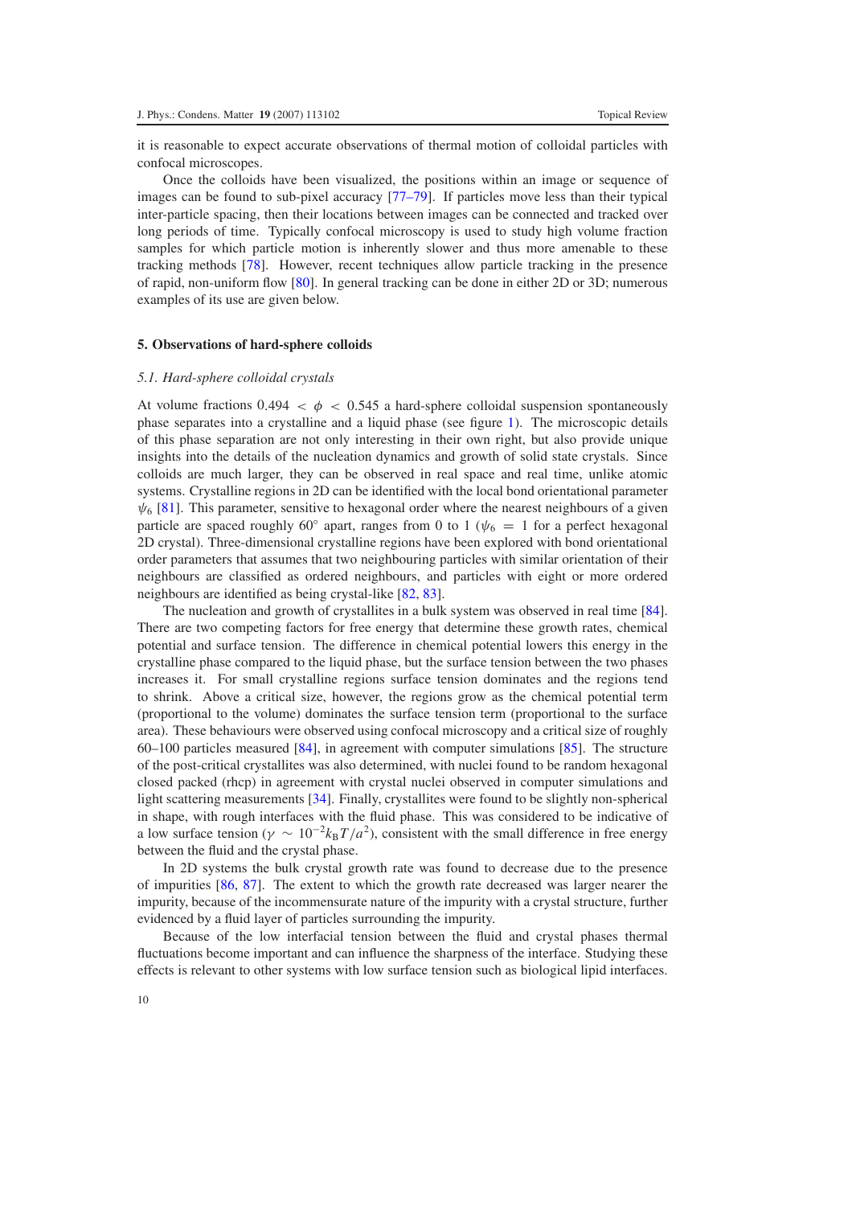it is reasonable to expect accurate observations of thermal motion of colloidal particles with confocal microscopes.

Once the colloids have been visualized, the positions within an image or sequence of images can be found to sub-pixel accuracy [77–79]. If particles move less than their typical inter-particle spacing, then their locations between images can be connected and tracked over long periods of time. Typically confocal microscopy is used to study high volume fraction samples for which particle motion is inherently slower and thus more amenable to these tracking methods [78]. However, recent techniques allow particle tracking in the presence of rapid, non-uniform flow [80]. In general tracking can be done in either 2D or 3D; numerous examples of its use are given below.

## 5. Observations of hard-sphere colloids

### *5.1. Hard-sphere colloidal crystals*

At volume fractions $0.494 < \phi < 0.545$ a hard-sphere colloidal suspension spontaneously phase separates into a crystalline and a liquid phase (see figure 1). The microscopic details of this phase separation are not only interesting in their own right, but also provide unique insights into the details of the nucleation dynamics and growth of solid state crystals. Since colloids are much larger, they can be observed in real space and real time, unlike atomic systems. Crystalline regions in 2D can be identified with the local bond orientational parameter $\psi_6$ [81]. This parameter, sensitive to hexagonal order where the nearest neighbours of a given particle are spaced roughly 60° apart, ranges from 0 to 1 ($\psi_6 = 1$ for a perfect hexagonal 2D crystal). Three-dimensional crystalline regions have been explored with bond orientational order parameters that assumes that two neighbouring particles with similar orientation of their neighbours are classified as ordered neighbours, and particles with eight or more ordered neighbours are identified as being crystal-like [82, 83].

The nucleation and growth of crystallites in a bulk system was observed in real time [84]. There are two competing factors for free energy that determine these growth rates, chemical potential and surface tension. The difference in chemical potential lowers this energy in the crystalline phase compared to the liquid phase, but the surface tension between the two phases increases it. For small crystalline regions surface tension dominates and the regions tend to shrink. Above a critical size, however, the regions grow as the chemical potential term (proportional to the volume) dominates the surface tension term (proportional to the surface area). These behaviours were observed using confocal microscopy and a critical size of roughly 60–100 particles measured [84], in agreement with computer simulations [85]. The structure of the post-critical crystallites was also determined, with nuclei found to be random hexagonal closed packed (rhcp) in agreement with crystal nuclei observed in computer simulations and light scattering measurements [34]. Finally, crystallites were found to be slightly non-spherical in shape, with rough interfaces with the fluid phase. This was considered to be indicative of a low surface tension ($\gamma \sim 10^{-2} k_B T/a^2$), consistent with the small difference in free energy between the fluid and the crystal phase.

In 2D systems the bulk crystal growth rate was found to decrease due to the presence of impurities [86, 87]. The extent to which the growth rate decreased was larger nearer the impurity, because of the incommensurate nature of the impurity with a crystal structure, further evidenced by a fluid layer of particles surrounding the impurity.

Because of the low interfacial tension between the fluid and crystal phases thermal fluctuations become important and can influence the sharpness of the interface. Studying these effects is relevant to other systems with low surface tension such as biological lipid interfaces.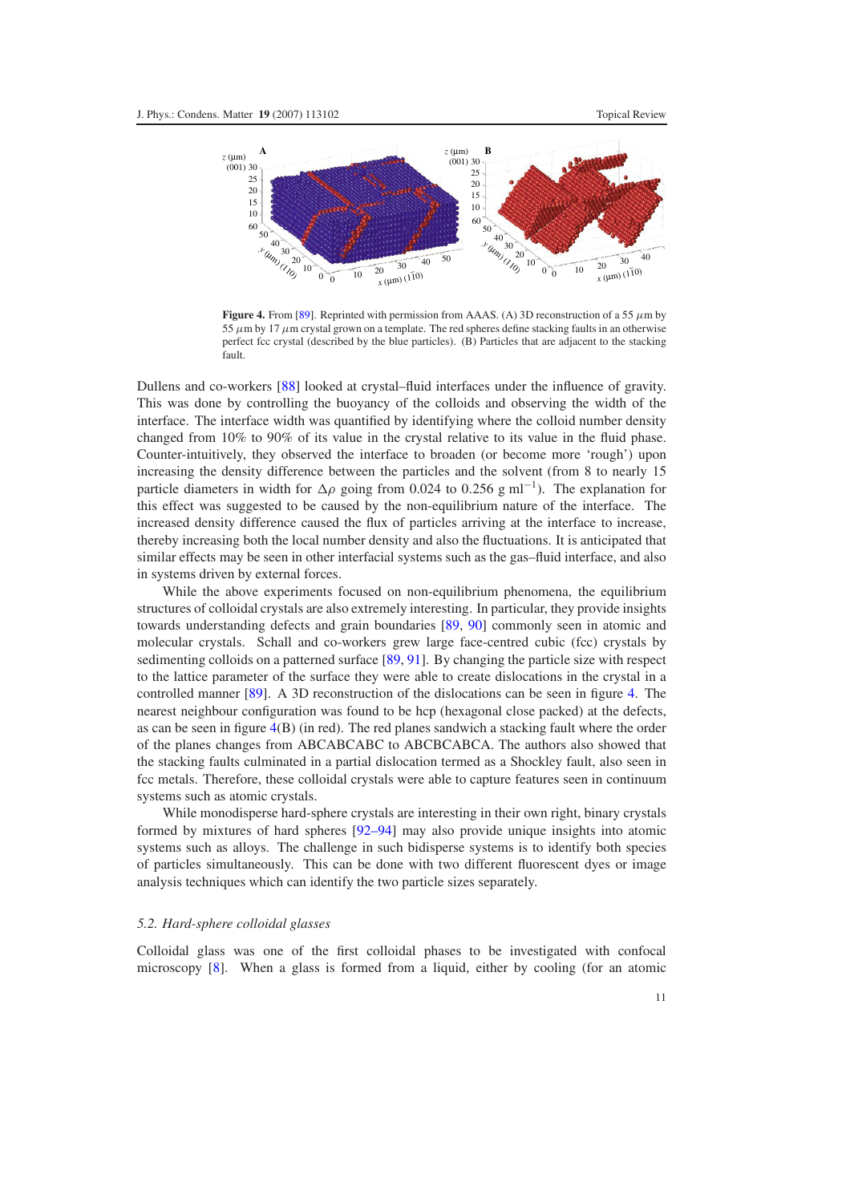**Figure 4.** From [89]. Reprinted with permission from AAAS. (A) 3D reconstruction of a 55 $\mu$m by 55 $\mu$m by 17 $\mu$m crystal grown on a template. The red spheres define stacking faults in an otherwise perfect fcc crystal (described by the blue particles). (B) Particles that are adjacent to the stacking fault.

Dullens and co-workers [88] looked at crystal–fluid interfaces under the influence of gravity. This was done by controlling the buoyancy of the colloids and observing the width of the interface. The interface width was quantified by identifying where the colloid number density changed from 10% to 90% of its value in the crystal relative to its value in the fluid phase. Counter-intuitively, they observed the interface to broaden (or become more 'rough') upon increasing the density difference between the particles and the solvent (from 8 to nearly 15 particle diameters in width for $\Delta\rho$ going from 0.024 to 0.256 g ml$^{-1}$). The explanation for this effect was suggested to be caused by the non-equilibrium nature of the interface. The increased density difference caused the flux of particles arriving at the interface to increase, thereby increasing both the local number density and also the fluctuations. It is anticipated that similar effects may be seen in other interfacial systems such as the gas–fluid interface, and also in systems driven by external forces.

While the above experiments focused on non-equilibrium phenomena, the equilibrium structures of colloidal crystals are also extremely interesting. In particular, they provide insights towards understanding defects and grain boundaries [89, 90] commonly seen in atomic and molecular crystals. Schall and co-workers grew large face-centred cubic (fcc) crystals by sedimenting colloids on a patterned surface [89, 91]. By changing the particle size with respect to the lattice parameter of the surface they were able to create dislocations in the crystal in a controlled manner [89]. A 3D reconstruction of the dislocations can be seen in figure 4. The nearest neighbour configuration was found to be hcp (hexagonal close packed) at the defects, as can be seen in figure 4(B) (in red). The red planes sandwich a stacking fault where the order of the planes changes from ABCABCABC to ABCBCABCA. The authors also showed that the stacking faults culminated in a partial dislocation termed as a Shockley fault, also seen in fcc metals. Therefore, these colloidal crystals were able to capture features seen in continuum systems such as atomic crystals.

While monodisperse hard-sphere crystals are interesting in their own right, binary crystals formed by mixtures of hard spheres [92–94] may also provide unique insights into atomic systems such as alloys. The challenge in such bidisperse systems is to identify both species of particles simultaneously. This can be done with two different fluorescent dyes or image analysis techniques which can identify the two particle sizes separately.

### 5.2. Hard-sphere colloidal glasses

Colloidal glass was one of the first colloidal phases to be investigated with confocal microscopy [8]. When a glass is formed from a liquid, either by cooling (for an atomic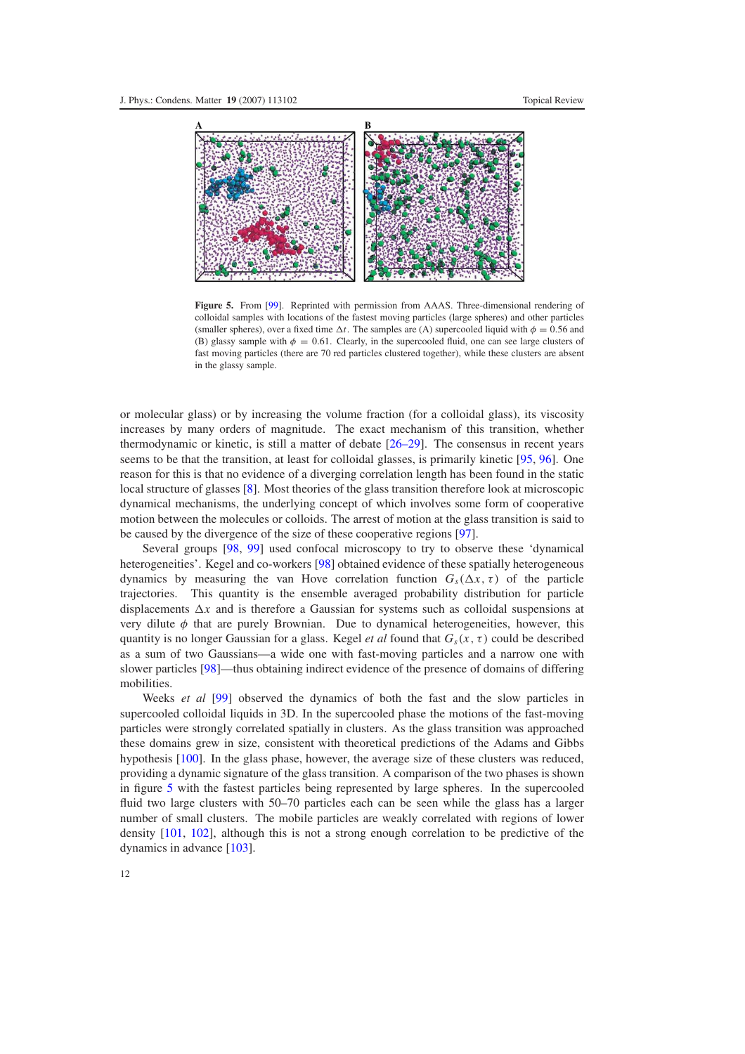**Figure 5.** From [99]. Reprinted with permission from AAAS. Three-dimensional rendering of colloidal samples with locations of the fastest moving particles (large spheres) and other particles (smaller spheres), over a fixed time $\Delta t$. The samples are (A) supercooled liquid with $\phi = 0.56$ and (B) glassy sample with $\phi = 0.61$. Clearly, in the supercooled fluid, one can see large clusters of fast moving particles (there are 70 red particles clustered together), while these clusters are absent in the glassy sample.

or molecular glass) or by increasing the volume fraction (for a colloidal glass), its viscosity increases by many orders of magnitude. The exact mechanism of this transition, whether thermodynamic or kinetic, is still a matter of debate [26–29]. The consensus in recent years seems to be that the transition, at least for colloidal glasses, is primarily kinetic [95, 96]. One reason for this is that no evidence of a diverging correlation length has been found in the static local structure of glasses [8]. Most theories of the glass transition therefore look at microscopic dynamical mechanisms, the underlying concept of which involves some form of cooperative motion between the molecules or colloids. The arrest of motion at the glass transition is said to be caused by the divergence of the size of these cooperative regions [97].

Several groups [98, 99] used confocal microscopy to try to observe these 'dynamical heterogeneities'. Kegel and co-workers [98] obtained evidence of these spatially heterogeneous dynamics by measuring the van Hove correlation function $G_s(\Delta x, \tau)$ of the particle trajectories. This quantity is the ensemble averaged probability distribution for particle displacements $\Delta x$ and is therefore a Gaussian for systems such as colloidal suspensions at very dilute $\phi$ that are purely Brownian. Due to dynamical heterogeneities, however, this quantity is no longer Gaussian for a glass. Kegel *et al* found that $G_s(x, \tau)$ could be described as a sum of two Gaussians—a wide one with fast-moving particles and a narrow one with slower particles [98]—thus obtaining indirect evidence of the presence of domains of differing mobilities.

Weeks *et al* [99] observed the dynamics of both the fast and the slow particles in supercooled colloidal liquids in 3D. In the supercooled phase the motions of the fast-moving particles were strongly correlated spatially in clusters. As the glass transition was approached these domains grew in size, consistent with theoretical predictions of the Adams and Gibbs hypothesis [100]. In the glass phase, however, the average size of these clusters was reduced, providing a dynamic signature of the glass transition. A comparison of the two phases is shown in figure 5 with the fastest particles being represented by large spheres. In the supercooled fluid two large clusters with 50–70 particles each can be seen while the glass has a larger number of small clusters. The mobile particles are weakly correlated with regions of lower density [101, 102], although this is not a strong enough correlation to be predictive of the dynamics in advance [103].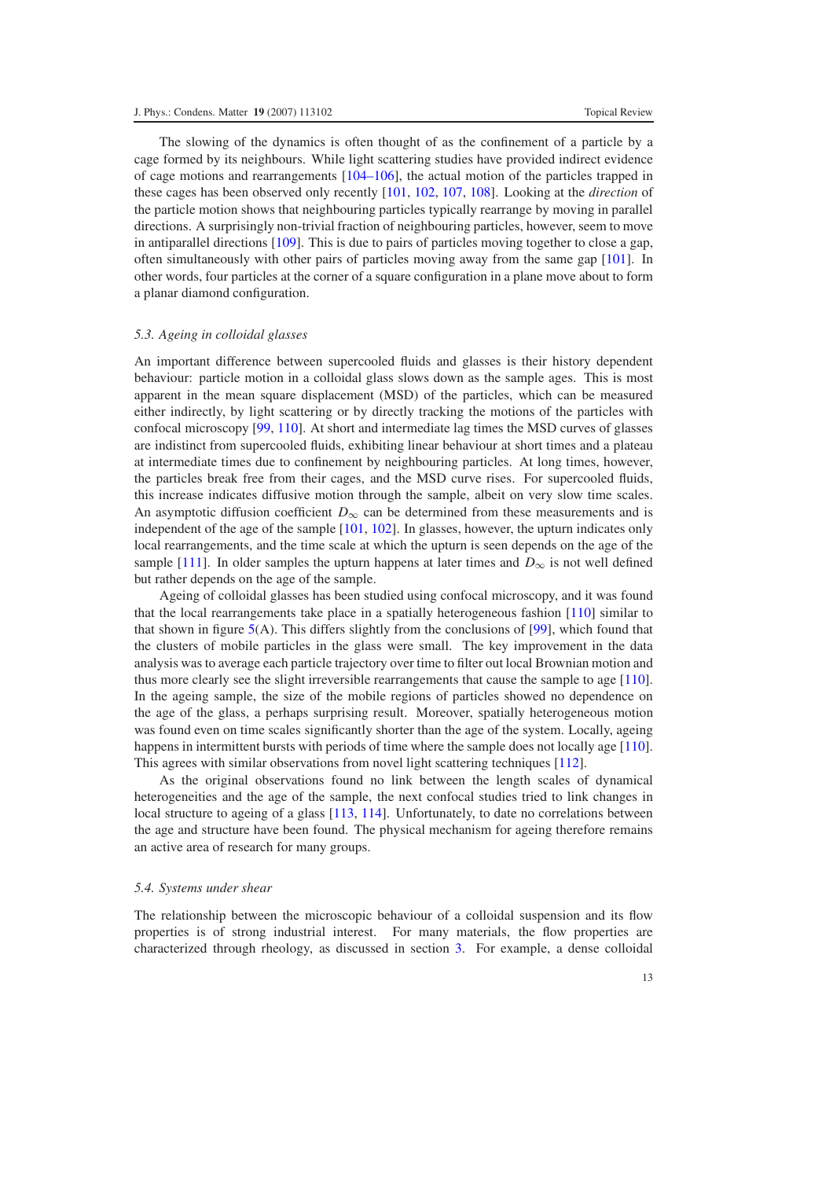The slowing of the dynamics is often thought of as the confinement of a particle by a cage formed by its neighbours. While light scattering studies have provided indirect evidence of cage motions and rearrangements [104–106], the actual motion of the particles trapped in these cages has been observed only recently [101, 102, 107, 108]. Looking at the *direction* of the particle motion shows that neighbouring particles typically rearrange by moving in parallel directions. A surprisingly non-trivial fraction of neighbouring particles, however, seem to move in antiparallel directions [109]. This is due to pairs of particles moving together to close a gap, often simultaneously with other pairs of particles moving away from the same gap [101]. In other words, four particles at the corner of a square configuration in a plane move about to form a planar diamond configuration.

### *5.3. Ageing in colloidal glasses*

An important difference between supercooled fluids and glasses is their history dependent behaviour: particle motion in a colloidal glass slows down as the sample ages. This is most apparent in the mean square displacement (MSD) of the particles, which can be measured either indirectly, by light scattering or by directly tracking the motions of the particles with confocal microscopy [99, 110]. At short and intermediate lag times the MSD curves of glasses are indistinct from supercooled fluids, exhibiting linear behaviour at short times and a plateau at intermediate times due to confinement by neighbouring particles. At long times, however, the particles break free from their cages, and the MSD curve rises. For supercooled fluids, this increase indicates diffusive motion through the sample, albeit on very slow time scales. An asymptotic diffusion coefficient $D_\infty$ can be determined from these measurements and is independent of the age of the sample [101, 102]. In glasses, however, the upturn indicates only local rearrangements, and the time scale at which the upturn is seen depends on the age of the sample [111]. In older samples the upturn happens at later times and $D_\infty$ is not well defined but rather depends on the age of the sample.

Ageing of colloidal glasses has been studied using confocal microscopy, and it was found that the local rearrangements take place in a spatially heterogeneous fashion [110] similar to that shown in figure 5(A). This differs slightly from the conclusions of [99], which found that the clusters of mobile particles in the glass were small. The key improvement in the data analysis was to average each particle trajectory over time to filter out local Brownian motion and thus more clearly see the slight irreversible rearrangements that cause the sample to age [110]. In the ageing sample, the size of the mobile regions of particles showed no dependence on the age of the glass, a perhaps surprising result. Moreover, spatially heterogeneous motion was found even on time scales significantly shorter than the age of the system. Locally, ageing happens in intermittent bursts with periods of time where the sample does not locally age [110]. This agrees with similar observations from novel light scattering techniques [112].

As the original observations found no link between the length scales of dynamical heterogeneities and the age of the sample, the next confocal studies tried to link changes in local structure to ageing of a glass [113, 114]. Unfortunately, to date no correlations between the age and structure have been found. The physical mechanism for ageing therefore remains an active area of research for many groups.

### *5.4. Systems under shear*

The relationship between the microscopic behaviour of a colloidal suspension and its flow properties is of strong industrial interest. For many materials, the flow properties are characterized through rheology, as discussed in section 3. For example, a dense colloidal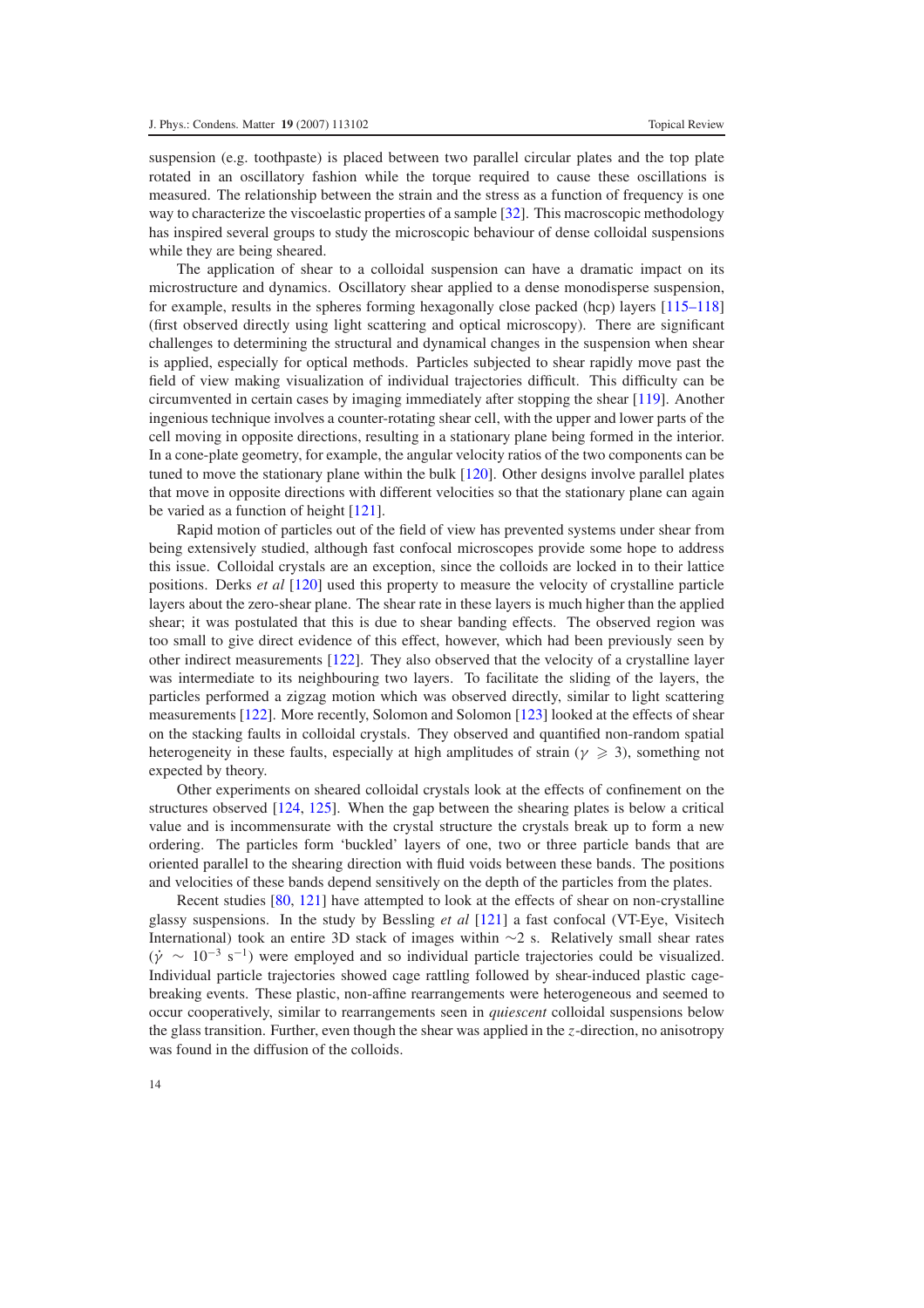suspension (e.g. toothpaste) is placed between two parallel circular plates and the top plate rotated in an oscillatory fashion while the torque required to cause these oscillations is measured. The relationship between the strain and the stress as a function of frequency is one way to characterize the viscoelastic properties of a sample [32]. This macroscopic methodology has inspired several groups to study the microscopic behaviour of dense colloidal suspensions while they are being sheared.

The application of shear to a colloidal suspension can have a dramatic impact on its microstructure and dynamics. Oscillatory shear applied to a dense monodisperse suspension, for example, results in the spheres forming hexagonally close packed (hcp) layers [115–118] (first observed directly using light scattering and optical microscopy). There are significant challenges to determining the structural and dynamical changes in the suspension when shear is applied, especially for optical methods. Particles subjected to shear rapidly move past the field of view making visualization of individual trajectories difficult. This difficulty can be circumvented in certain cases by imaging immediately after stopping the shear [119]. Another ingenious technique involves a counter-rotating shear cell, with the upper and lower parts of the cell moving in opposite directions, resulting in a stationary plane being formed in the interior. In a cone-plate geometry, for example, the angular velocity ratios of the two components can be tuned to move the stationary plane within the bulk [120]. Other designs involve parallel plates that move in opposite directions with different velocities so that the stationary plane can again be varied as a function of height [121].

Rapid motion of particles out of the field of view has prevented systems under shear from being extensively studied, although fast confocal microscopes provide some hope to address this issue. Colloidal crystals are an exception, since the colloids are locked in to their lattice positions. Derks *et al* [120] used this property to measure the velocity of crystalline particle layers about the zero-shear plane. The shear rate in these layers is much higher than the applied shear; it was postulated that this is due to shear banding effects. The observed region was too small to give direct evidence of this effect, however, which had been previously seen by other indirect measurements [122]. They also observed that the velocity of a crystalline layer was intermediate to its neighbouring two layers. To facilitate the sliding of the layers, the particles performed a zigzag motion which was observed directly, similar to light scattering measurements [122]. More recently, Solomon and Solomon [123] looked at the effects of shear on the stacking faults in colloidal crystals. They observed and quantified non-random spatial heterogeneity in these faults, especially at high amplitudes of strain ($\gamma \geqslant 3$), something not expected by theory.

Other experiments on sheared colloidal crystals look at the effects of confinement on the structures observed [124, 125]. When the gap between the shearing plates is below a critical value and is incommensurate with the crystal structure the crystals break up to form a new ordering. The particles form 'buckled' layers of one, two or three particle bands that are oriented parallel to the shearing direction with fluid voids between these bands. The positions and velocities of these bands depend sensitively on the depth of the particles from the plates.

Recent studies [80, 121] have attempted to look at the effects of shear on non-crystalline glassy suspensions. In the study by Bessling *et al* [121] a fast confocal (VT-Eye, Visitech International) took an entire 3D stack of images within ~2 s. Relatively small shear rates ($\dot{\gamma} \sim 10^{-3}$ s$^{-1}$) were employed and so individual particle trajectories could be visualized. Individual particle trajectories showed cage rattling followed by shear-induced plastic cage-breaking events. These plastic, non-affine rearrangements were heterogeneous and seemed to occur cooperatively, similar to rearrangements seen in *quiescent* colloidal suspensions below the glass transition. Further, even though the shear was applied in the $z$-direction, no anisotropy was found in the diffusion of the colloids.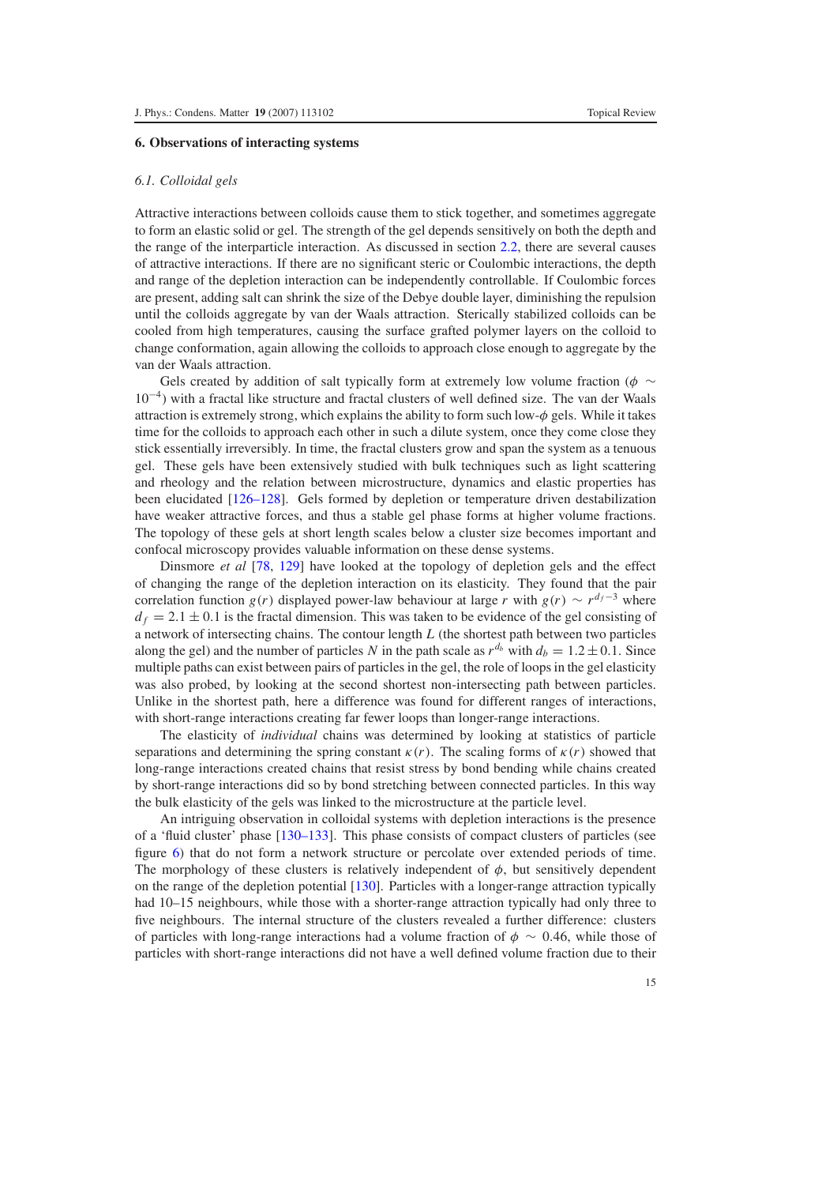## 6. Observations of interacting systems

### *6.1. Colloidal gels*

Attractive interactions between colloids cause them to stick together, and sometimes aggregate to form an elastic solid or gel. The strength of the gel depends sensitively on both the depth and the range of the interparticle interaction. As discussed in section 2.2, there are several causes of attractive interactions. If there are no significant steric or Coulombic interactions, the depth and range of the depletion interaction can be independently controllable. If Coulombic forces are present, adding salt can shrink the size of the Debye double layer, diminishing the repulsion until the colloids aggregate by van der Waals attraction. Sterically stabilized colloids can be cooled from high temperatures, causing the surface grafted polymer layers on the colloid to change conformation, again allowing the colloids to approach close enough to aggregate by the van der Waals attraction.

Gels created by addition of salt typically form at extremely low volume fraction ($\phi \sim 10^{-4}$) with a fractal like structure and fractal clusters of well defined size. The van der Waals attraction is extremely strong, which explains the ability to form such low-$\phi$ gels. While it takes time for the colloids to approach each other in such a dilute system, once they come close they stick essentially irreversibly. In time, the fractal clusters grow and span the system as a tenuous gel. These gels have been extensively studied with bulk techniques such as light scattering and rheology and the relation between microstructure, dynamics and elastic properties has been elucidated [126–128]. Gels formed by depletion or temperature driven destabilization have weaker attractive forces, and thus a stable gel phase forms at higher volume fractions. The topology of these gels at short length scales below a cluster size becomes important and confocal microscopy provides valuable information on these dense systems.

Dinsmore *et al* [78, 129] have looked at the topology of depletion gels and the effect of changing the range of the depletion interaction on its elasticity. They found that the pair correlation function $g(r)$ displayed power-law behaviour at large $r$ with $g(r) \sim r^{d_f - 3}$ where $d_f = 2.1 \pm 0.1$ is the fractal dimension. This was taken to be evidence of the gel consisting of a network of intersecting chains. The contour length $L$ (the shortest path between two particles along the gel) and the number of particles $N$ in the path scale as $r^{d_b}$ with $d_b = 1.2 \pm 0.1$. Since multiple paths can exist between pairs of particles in the gel, the role of loops in the gel elasticity was also probed, by looking at the second shortest non-intersecting path between particles. Unlike in the shortest path, here a difference was found for different ranges of interactions, with short-range interactions creating far fewer loops than longer-range interactions.

The elasticity of *individual* chains was determined by looking at statistics of particle separations and determining the spring constant $\kappa(r)$. The scaling forms of $\kappa(r)$ showed that long-range interactions created chains that resist stress by bond bending while chains created by short-range interactions did so by bond stretching between connected particles. In this way the bulk elasticity of the gels was linked to the microstructure at the particle level.

An intriguing observation in colloidal systems with depletion interactions is the presence of a 'fluid cluster' phase [130–133]. This phase consists of compact clusters of particles (see figure 6) that do not form a network structure or percolate over extended periods of time. The morphology of these clusters is relatively independent of $\phi$, but sensitively dependent on the range of the depletion potential [130]. Particles with a longer-range attraction typically had 10–15 neighbours, while those with a shorter-range attraction typically had only three to five neighbours. The internal structure of the clusters revealed a further difference: clusters of particles with long-range interactions had a volume fraction of $\phi \sim 0.46$, while those of particles with short-range interactions did not have a well defined volume fraction due to their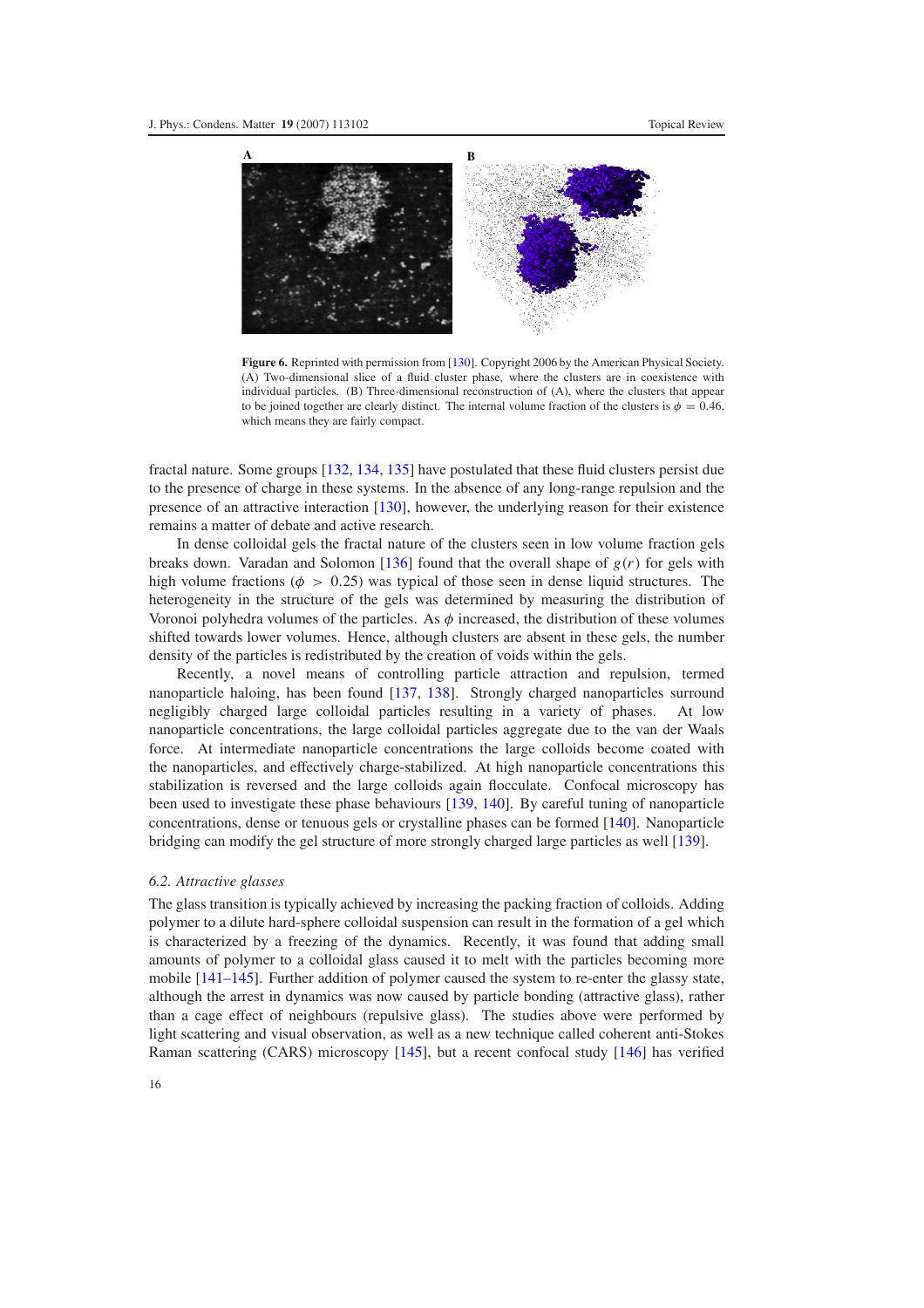**Figure 6.** Reprinted with permission from [130]. Copyright 2006 by the American Physical Society. (A) Two-dimensional slice of a fluid cluster phase, where the clusters are in coexistence with individual particles. (B) Three-dimensional reconstruction of (A), where the clusters that appear to be joined together are clearly distinct. The internal volume fraction of the clusters is $\phi = 0.46$, which means they are fairly compact.

fractal nature. Some groups [132, 134, 135] have postulated that these fluid clusters persist due to the presence of charge in these systems. In the absence of any long-range repulsion and the presence of an attractive interaction [130], however, the underlying reason for their existence remains a matter of debate and active research.

In dense colloidal gels the fractal nature of the clusters seen in low volume fraction gels breaks down. Varadan and Solomon [136] found that the overall shape of $g(r)$ for gels with high volume fractions ($\phi > 0.25$) was typical of those seen in dense liquid structures. The heterogeneity in the structure of the gels was determined by measuring the distribution of Voronoi polyhedra volumes of the particles. As $\phi$ increased, the distribution of these volumes shifted towards lower volumes. Hence, although clusters are absent in these gels, the number density of the particles is redistributed by the creation of voids within the gels.

Recently, a novel means of controlling particle attraction and repulsion, termed nanoparticle haloing, has been found [137, 138]. Strongly charged nanoparticles surround negligibly charged large colloidal particles resulting in a variety of phases. At low nanoparticle concentrations, the large colloidal particles aggregate due to the van der Waals force. At intermediate nanoparticle concentrations the large colloids become coated with the nanoparticles, and effectively charge-stabilized. At high nanoparticle concentrations this stabilization is reversed and the large colloids again flocculate. Confocal microscopy has been used to investigate these phase behaviours [139, 140]. By careful tuning of nanoparticle concentrations, dense or tenuous gels or crystalline phases can be formed [140]. Nanoparticle bridging can modify the gel structure of more strongly charged large particles as well [139].

### *6.2. Attractive glasses*

The glass transition is typically achieved by increasing the packing fraction of colloids. Adding polymer to a dilute hard-sphere colloidal suspension can result in the formation of a gel which is characterized by a freezing of the dynamics. Recently, it was found that adding small amounts of polymer to a colloidal glass caused it to melt with the particles becoming more mobile [141–145]. Further addition of polymer caused the system to re-enter the glassy state, although the arrest in dynamics was now caused by particle bonding (attractive glass), rather than a cage effect of neighbours (repulsive glass). The studies above were performed by light scattering and visual observation, as well as a new technique called coherent anti-Stokes Raman scattering (CARS) microscopy [145], but a recent confocal study [146] has verified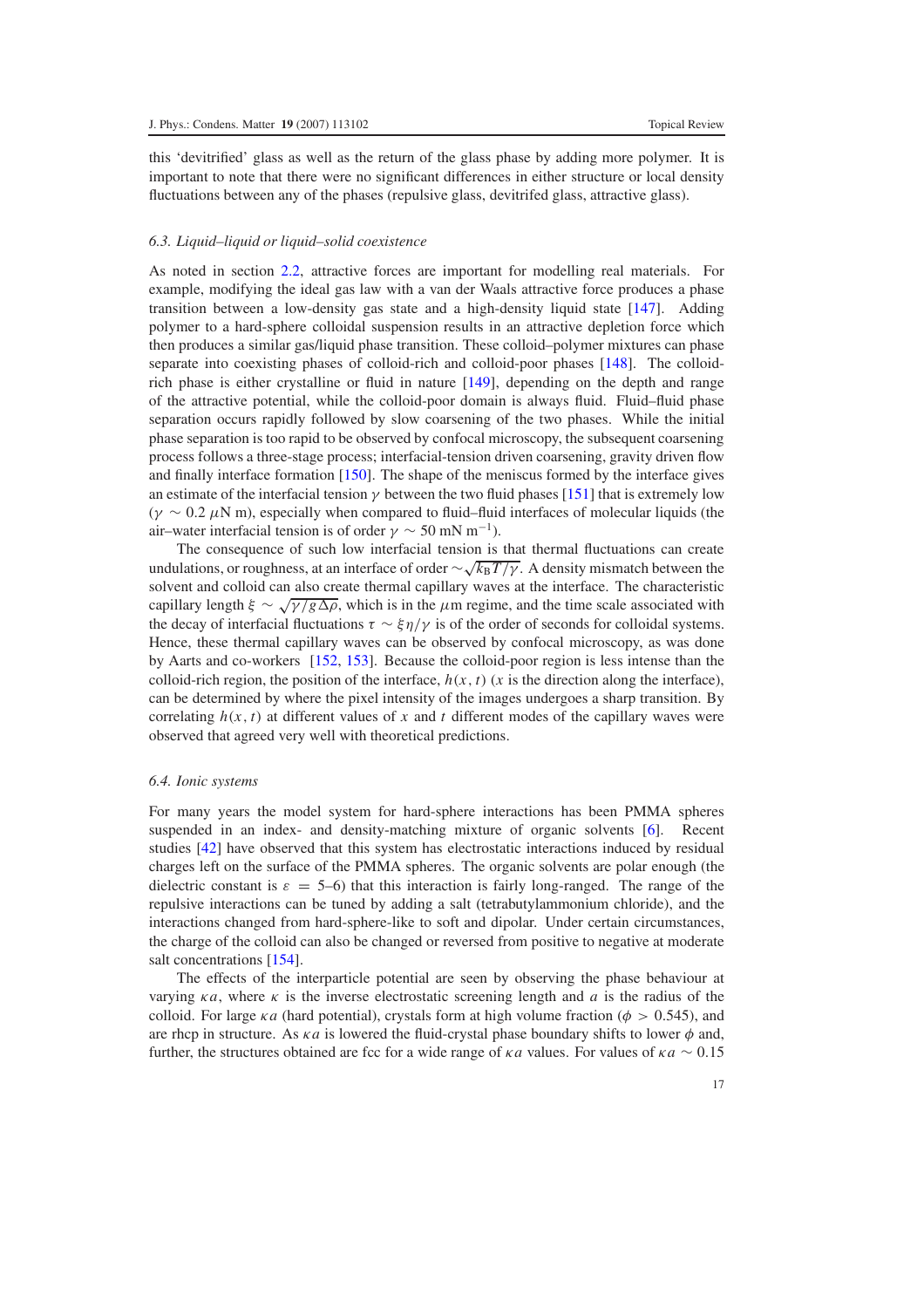this 'devitrified' glass as well as the return of the glass phase by adding more polymer. It is important to note that there were no significant differences in either structure or local density fluctuations between any of the phases (repulsive glass, devitrifed glass, attractive glass).

### *6.3. Liquid–liquid or liquid–solid coexistence*

As noted in section 2.2, attractive forces are important for modelling real materials. For example, modifying the ideal gas law with a van der Waals attractive force produces a phase transition between a low-density gas state and a high-density liquid state [147]. Adding polymer to a hard-sphere colloidal suspension results in an attractive depletion force which then produces a similar gas/liquid phase transition. These colloid–polymer mixtures can phase separate into coexisting phases of colloid-rich and colloid-poor phases [148]. The colloid-rich phase is either crystalline or fluid in nature [149], depending on the depth and range of the attractive potential, while the colloid-poor domain is always fluid. Fluid–fluid phase separation occurs rapidly followed by slow coarsening of the two phases. While the initial phase separation is too rapid to be observed by confocal microscopy, the subsequent coarsening process follows a three-stage process; interfacial-tension driven coarsening, gravity driven flow and finally interface formation [150]. The shape of the meniscus formed by the interface gives an estimate of the interfacial tension $\gamma$ between the two fluid phases [151] that is extremely low ($\gamma \sim 0.2\ \mu$N m), especially when compared to fluid–fluid interfaces of molecular liquids (the air–water interfacial tension is of order $\gamma \sim 50$ mN m$^{-1}$).

The consequence of such low interfacial tension is that thermal fluctuations can create undulations, or roughness, at an interface of order $\sim\sqrt{k_B T/\gamma}$. A density mismatch between the solvent and colloid can also create thermal capillary waves at the interface. The characteristic capillary length $\xi \sim \sqrt{\gamma/g\Delta\rho}$, which is in the $\mu$m regime, and the time scale associated with the decay of interfacial fluctuations $\tau \sim \xi\eta/\gamma$ is of the order of seconds for colloidal systems. Hence, these thermal capillary waves can be observed by confocal microscopy, as was done by Aarts and co-workers [152, 153]. Because the colloid-poor region is less intense than the colloid-rich region, the position of the interface, $h(x, t)$ ($x$ is the direction along the interface), can be determined by where the pixel intensity of the images undergoes a sharp transition. By correlating $h(x, t)$ at different values of $x$ and $t$ different modes of the capillary waves were observed that agreed very well with theoretical predictions.

### *6.4. Ionic systems*

For many years the model system for hard-sphere interactions has been PMMA spheres suspended in an index- and density-matching mixture of organic solvents [6]. Recent studies [42] have observed that this system has electrostatic interactions induced by residual charges left on the surface of the PMMA spheres. The organic solvents are polar enough (the dielectric constant is $\varepsilon = 5$–$6$) that this interaction is fairly long-ranged. The range of the repulsive interactions can be tuned by adding a salt (tetrabutylammonium chloride), and the interactions changed from hard-sphere-like to soft and dipolar. Under certain circumstances, the charge of the colloid can also be changed or reversed from positive to negative at moderate salt concentrations [154].

The effects of the interparticle potential are seen by observing the phase behaviour at varying $\kappa a$, where $\kappa$ is the inverse electrostatic screening length and $a$ is the radius of the colloid. For large $\kappa a$ (hard potential), crystals form at high volume fraction ($\phi > 0.545$), and are rhcp in structure. As $\kappa a$ is lowered the fluid-crystal phase boundary shifts to lower $\phi$ and, further, the structures obtained are fcc for a wide range of $\kappa a$ values. For values of $\kappa a \sim 0.15$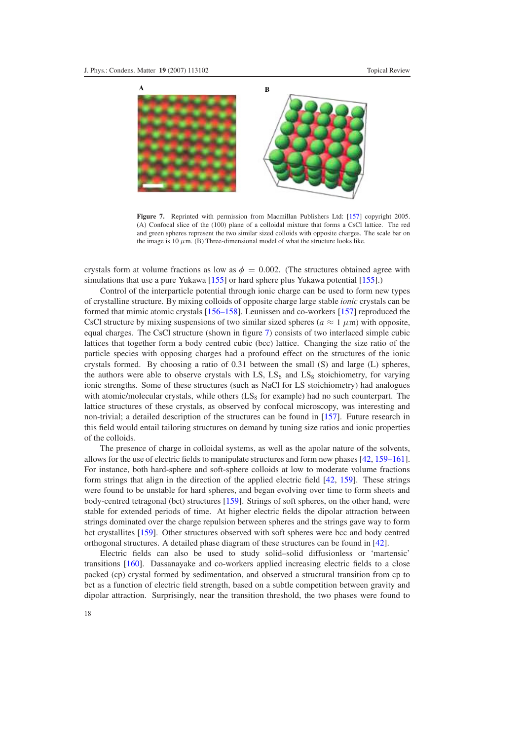**Figure 7.** Reprinted with permission from Macmillan Publishers Ltd: [157] copyright 2005. (A) Confocal slice of the (100) plane of a colloidal mixture that forms a CsCl lattice. The red and green spheres represent the two similar sized colloids with opposite charges. The scale bar on the image is 10 $\mu$m. (B) Three-dimensional model of what the structure looks like.

crystals form at volume fractions as low as $\phi = 0.002$. (The structures obtained agree with simulations that use a pure Yukawa [155] or hard sphere plus Yukawa potential [155].)

Control of the interparticle potential through ionic charge can be used to form new types of crystalline structure. By mixing colloids of opposite charge large stable *ionic* crystals can be formed that mimic atomic crystals [156–158]. Leunissen and co-workers [157] reproduced the CsCl structure by mixing suspensions of two similar sized spheres ($a \approx 1$ $\mu$m) with opposite, equal charges. The CsCl structure (shown in figure 7) consists of two interlaced simple cubic lattices that together form a body centred cubic (bcc) lattice. Changing the size ratio of the particle species with opposing charges had a profound effect on the structures of the ionic crystals formed. By choosing a ratio of 0.31 between the small (S) and large (L) spheres, the authors were able to observe crystals with LS, $LS_6$ and $LS_8$ stoichiometry, for varying ionic strengths. Some of these structures (such as NaCl for LS stoichiometry) had analogues with atomic/molecular crystals, while others ($LS_8$ for example) had no such counterpart. The lattice structures of these crystals, as observed by confocal microscopy, was interesting and non-trivial; a detailed description of the structures can be found in [157]. Future research in this field would entail tailoring structures on demand by tuning size ratios and ionic properties of the colloids.

The presence of charge in colloidal systems, as well as the apolar nature of the solvents, allows for the use of electric fields to manipulate structures and form new phases [42, 159–161]. For instance, both hard-sphere and soft-sphere colloids at low to moderate volume fractions form strings that align in the direction of the applied electric field [42, 159]. These strings were found to be unstable for hard spheres, and began evolving over time to form sheets and body-centred tetragonal (bct) structures [159]. Strings of soft spheres, on the other hand, were stable for extended periods of time. At higher electric fields the dipolar attraction between strings dominated over the charge repulsion between spheres and the strings gave way to form bct crystallites [159]. Other structures observed with soft spheres were bcc and body centred orthogonal structures. A detailed phase diagram of these structures can be found in [42].

Electric fields can also be used to study solid–solid diffusionless or 'martensic' transitions [160]. Dassanayake and co-workers applied increasing electric fields to a close packed (cp) crystal formed by sedimentation, and observed a structural transition from cp to bct as a function of electric field strength, based on a subtle competition between gravity and dipolar attraction. Surprisingly, near the transition threshold, the two phases were found to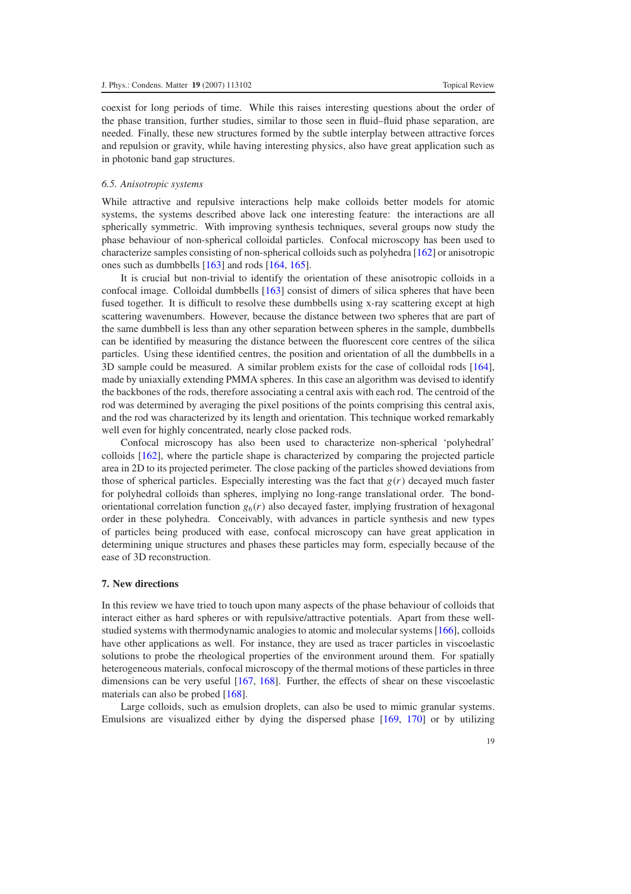coexist for long periods of time. While this raises interesting questions about the order of the phase transition, further studies, similar to those seen in fluid–fluid phase separation, are needed. Finally, these new structures formed by the subtle interplay between attractive forces and repulsion or gravity, while having interesting physics, also have great application such as in photonic band gap structures.

### *6.5. Anisotropic systems*

While attractive and repulsive interactions help make colloids better models for atomic systems, the systems described above lack one interesting feature: the interactions are all spherically symmetric. With improving synthesis techniques, several groups now study the phase behaviour of non-spherical colloidal particles. Confocal microscopy has been used to characterize samples consisting of non-spherical colloids such as polyhedra [162] or anisotropic ones such as dumbbells [163] and rods [164, 165].

It is crucial but non-trivial to identify the orientation of these anisotropic colloids in a confocal image. Colloidal dumbbells [163] consist of dimers of silica spheres that have been fused together. It is difficult to resolve these dumbbells using x-ray scattering except at high scattering wavenumbers. However, because the distance between two spheres that are part of the same dumbbell is less than any other separation between spheres in the sample, dumbbells can be identified by measuring the distance between the fluorescent core centres of the silica particles. Using these identified centres, the position and orientation of all the dumbbells in a 3D sample could be measured. A similar problem exists for the case of colloidal rods [164], made by uniaxially extending PMMA spheres. In this case an algorithm was devised to identify the backbones of the rods, therefore associating a central axis with each rod. The centroid of the rod was determined by averaging the pixel positions of the points comprising this central axis, and the rod was characterized by its length and orientation. This technique worked remarkably well even for highly concentrated, nearly close packed rods.

Confocal microscopy has also been used to characterize non-spherical 'polyhedral' colloids [162], where the particle shape is characterized by comparing the projected particle area in 2D to its projected perimeter. The close packing of the particles showed deviations from those of spherical particles. Especially interesting was the fact that $g(r)$ decayed much faster for polyhedral colloids than spheres, implying no long-range translational order. The bond-orientational correlation function $g_6(r)$ also decayed faster, implying frustration of hexagonal order in these polyhedra. Conceivably, with advances in particle synthesis and new types of particles being produced with ease, confocal microscopy can have great application in determining unique structures and phases these particles may form, especially because of the ease of 3D reconstruction.

## 7. New directions

In this review we have tried to touch upon many aspects of the phase behaviour of colloids that interact either as hard spheres or with repulsive/attractive potentials. Apart from these well-studied systems with thermodynamic analogies to atomic and molecular systems [166], colloids have other applications as well. For instance, they are used as tracer particles in viscoelastic solutions to probe the rheological properties of the environment around them. For spatially heterogeneous materials, confocal microscopy of the thermal motions of these particles in three dimensions can be very useful [167, 168]. Further, the effects of shear on these viscoelastic materials can also be probed [168].

Large colloids, such as emulsion droplets, can also be used to mimic granular systems. Emulsions are visualized either by dying the dispersed phase [169, 170] or by utilizing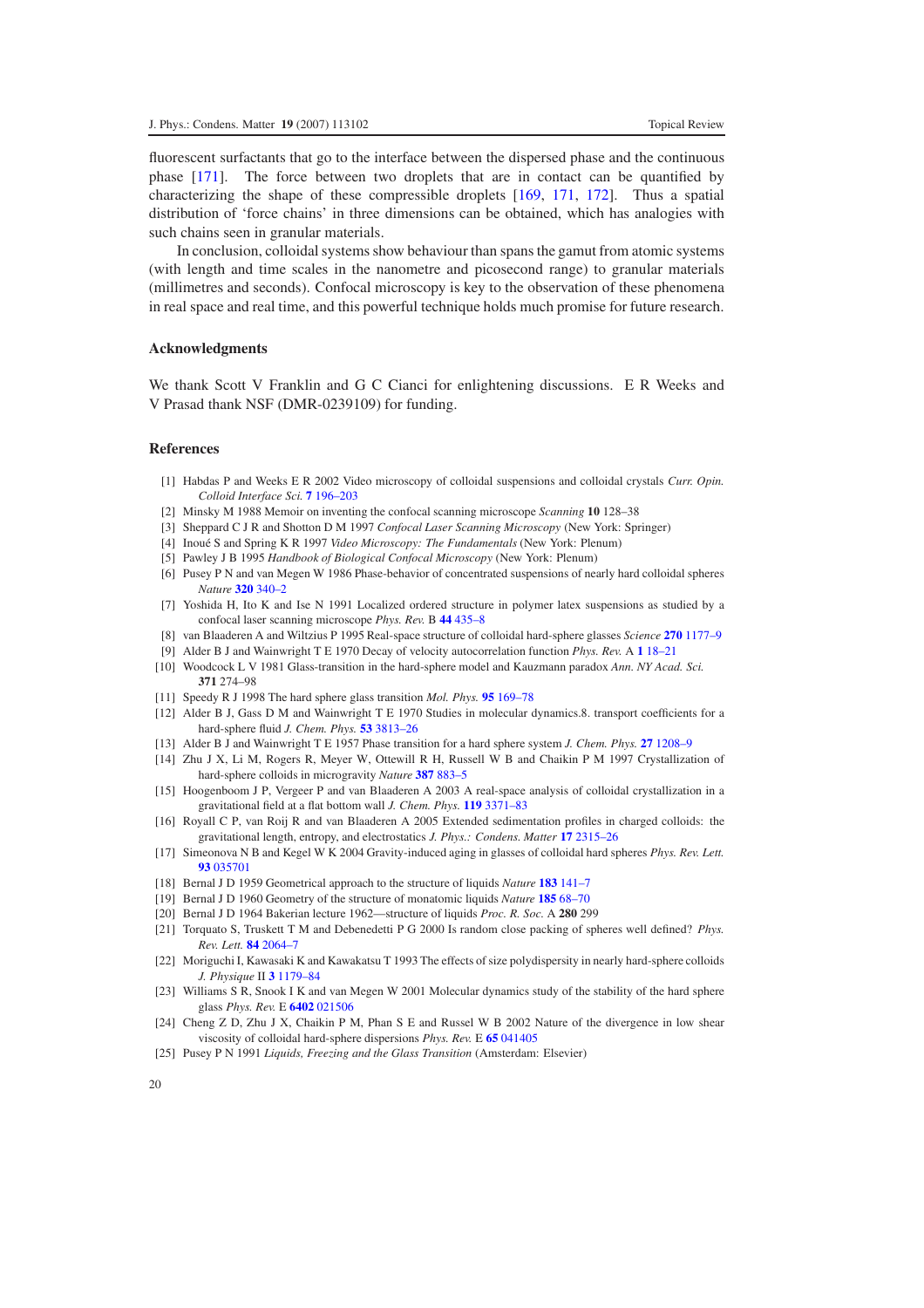fluorescent surfactants that go to the interface between the dispersed phase and the continuous phase [171]. The force between two droplets that are in contact can be quantified by characterizing the shape of these compressible droplets [169, 171, 172]. Thus a spatial distribution of 'force chains' in three dimensions can be obtained, which has analogies with such chains seen in granular materials.

In conclusion, colloidal systems show behaviour than spans the gamut from atomic systems (with length and time scales in the nanometre and picosecond range) to granular materials (millimetres and seconds). Confocal microscopy is key to the observation of these phenomena in real space and real time, and this powerful technique holds much promise for future research.

## Acknowledgments

We thank Scott V Franklin and G C Cianci for enlightening discussions. E R Weeks and V Prasad thank NSF (DMR-0239109) for funding.

## References

[1] Habdas P and Weeks E R 2002 Video microscopy of colloidal suspensions and colloidal crystals *Curr. Opin. Colloid Interface Sci.* **7** 196–203

[2] Minsky M 1988 Memoir on inventing the confocal scanning microscope *Scanning* **10** 128–38

[3] Sheppard C J R and Shotton D M 1997 *Confocal Laser Scanning Microscopy* (New York: Springer)

[4] Inoué S and Spring K R 1997 *Video Microscopy: The Fundamentals* (New York: Plenum)

[5] Pawley J B 1995 *Handbook of Biological Confocal Microscopy* (New York: Plenum)

[6] Pusey P N and van Megen W 1986 Phase-behavior of concentrated suspensions of nearly hard colloidal spheres *Nature* **320** 340–2

[7] Yoshida H, Ito K and Ise N 1991 Localized ordered structure in polymer latex suspensions as studied by a confocal laser scanning microscope *Phys. Rev.* B **44** 435–8

[8] van Blaaderen A and Wiltzius P 1995 Real-space structure of colloidal hard-sphere glasses *Science* **270** 1177–9

[9] Alder B J and Wainwright T E 1970 Decay of velocity autocorrelation function *Phys. Rev.* A **1** 18–21

[10] Woodcock L V 1981 Glass-transition in the hard-sphere model and Kauzmann paradox *Ann. NY Acad. Sci.* **371** 274–98

[11] Speedy R J 1998 The hard sphere glass transition *Mol. Phys.* **95** 169–78

[12] Alder B J, Gass D M and Wainwright T E 1970 Studies in molecular dynamics.8. transport coefficients for a hard-sphere fluid *J. Chem. Phys.* **53** 3813–26

[13] Alder B J and Wainwright T E 1957 Phase transition for a hard sphere system *J. Chem. Phys.* **27** 1208–9

[14] Zhu J X, Li M, Rogers R, Meyer W, Ottewill R H, Russell W B and Chaikin P M 1997 Crystallization of hard-sphere colloids in microgravity *Nature* **387** 883–5

[15] Hoogenboom J P, Vergeer P and van Blaaderen A 2003 A real-space analysis of colloidal crystallization in a gravitational field at a flat bottom wall *J. Chem. Phys.* **119** 3371–83

[16] Royall C P, van Roij R and van Blaaderen A 2005 Extended sedimentation profiles in charged colloids: the gravitational length, entropy, and electrostatics *J. Phys.: Condens. Matter* **17** 2315–26

[17] Simeonova N B and Kegel W K 2004 Gravity-induced aging in glasses of colloidal hard spheres *Phys. Rev. Lett.* **93** 035701

[18] Bernal J D 1959 Geometrical approach to the structure of liquids *Nature* **183** 141–7

[19] Bernal J D 1960 Geometry of the structure of monatomic liquids *Nature* **185** 68–70

[20] Bernal J D 1964 Bakerian lecture 1962—structure of liquids *Proc. R. Soc.* A **280** 299

[21] Torquato S, Truskett T M and Debenedetti P G 2000 Is random close packing of spheres well defined? *Phys. Rev. Lett.* **84** 2064–7

[22] Moriguchi I, Kawasaki K and Kawakatsu T 1993 The effects of size polydispersity in nearly hard-sphere colloids *J. Physique* II **3** 1179–84

[23] Williams S R, Snook I K and van Megen W 2001 Molecular dynamics study of the stability of the hard sphere glass *Phys. Rev.* E **6402** 021506

[24] Cheng Z D, Zhu J X, Chaikin P M, Phan S E and Russel W B 2002 Nature of the divergence in low shear viscosity of colloidal hard-sphere dispersions *Phys. Rev.* E **65** 041405

[25] Pusey P N 1991 *Liquids, Freezing and the Glass Transition* (Amsterdam: Elsevier)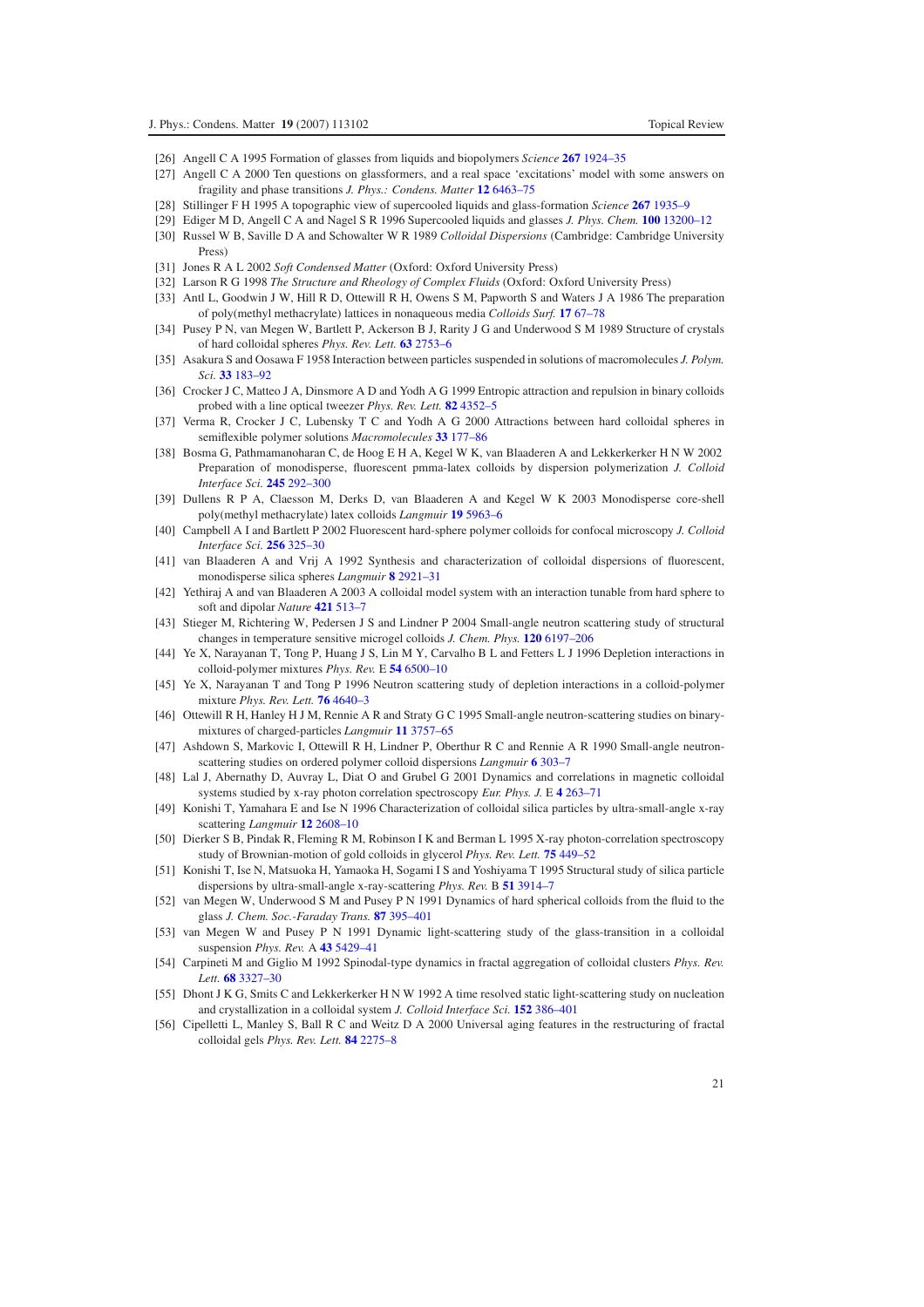[26] Angell C A 1995 Formation of glasses from liquids and biopolymers *Science* **267** 1924–35

[27] Angell C A 2000 Ten questions on glassformers, and a real space 'excitations' model with some answers on fragility and phase transitions *J. Phys.: Condens. Matter* **12** 6463–75

[28] Stillinger F H 1995 A topographic view of supercooled liquids and glass-formation *Science* **267** 1935–9

[29] Ediger M D, Angell C A and Nagel S R 1996 Supercooled liquids and glasses *J. Phys. Chem.* **100** 13200–12

[30] Russel W B, Saville D A and Schowalter W R 1989 *Colloidal Dispersions* (Cambridge: Cambridge University Press)

[31] Jones R A L 2002 *Soft Condensed Matter* (Oxford: Oxford University Press)

[32] Larson R G 1998 *The Structure and Rheology of Complex Fluids* (Oxford: Oxford University Press)

[33] Antl L, Goodwin J W, Hill R D, Ottewill R H, Owens S M, Papworth S and Waters J A 1986 The preparation of poly(methyl methacrylate) lattices in nonaqueous media *Colloids Surf.* **17** 67–78

[34] Pusey P N, van Megen W, Bartlett P, Ackerson B J, Rarity J G and Underwood S M 1989 Structure of crystals of hard colloidal spheres *Phys. Rev. Lett.* **63** 2753–6

[35] Asakura S and Oosawa F 1958 Interaction between particles suspended in solutions of macromolecules *J. Polym. Sci.* **33** 183–92

[36] Crocker J C, Matteo J A, Dinsmore A D and Yodh A G 1999 Entropic attraction and repulsion in binary colloids probed with a line optical tweezer *Phys. Rev. Lett.* **82** 4352–5

[37] Verma R, Crocker J C, Lubensky T C and Yodh A G 2000 Attractions between hard colloidal spheres in semiflexible polymer solutions *Macromolecules* **33** 177–86

[38] Bosma G, Pathmamanoharan C, de Hoog E H A, Kegel W K, van Blaaderen A and Lekkerkerker H N W 2002 Preparation of monodisperse, fluorescent pmma-latex colloids by dispersion polymerization *J. Colloid Interface Sci.* **245** 292–300

[39] Dullens R P A, Claesson M, Derks D, van Blaaderen A and Kegel W K 2003 Monodisperse core-shell poly(methyl methacrylate) latex colloids *Langmuir* **19** 5963–6

[40] Campbell A I and Bartlett P 2002 Fluorescent hard-sphere polymer colloids for confocal microscopy *J. Colloid Interface Sci.* **256** 325–30

[41] van Blaaderen A and Vrij A 1992 Synthesis and characterization of colloidal dispersions of fluorescent, monodisperse silica spheres *Langmuir* **8** 2921–31

[42] Yethiraj A and van Blaaderen A 2003 A colloidal model system with an interaction tunable from hard sphere to soft and dipolar *Nature* **421** 513–7

[43] Stieger M, Richtering W, Pedersen J S and Lindner P 2004 Small-angle neutron scattering study of structural changes in temperature sensitive microgel colloids *J. Chem. Phys.* **120** 6197–206

[44] Ye X, Narayanan T, Tong P, Huang J S, Lin M Y, Carvalho B L and Fetters L J 1996 Depletion interactions in colloid-polymer mixtures *Phys. Rev.* E **54** 6500–10

[45] Ye X, Narayanan T and Tong P 1996 Neutron scattering study of depletion interactions in a colloid-polymer mixture *Phys. Rev. Lett.* **76** 4640–3

[46] Ottewill R H, Hanley H J M, Rennie A R and Straty G C 1995 Small-angle neutron-scattering studies on binary-mixtures of charged-particles *Langmuir* **11** 3757–65

[47] Ashdown S, Markovic I, Ottewill R H, Lindner P, Oberthur R C and Rennie A R 1990 Small-angle neutron-scattering studies on ordered polymer colloid dispersions *Langmuir* **6** 303–7

[48] Lal J, Abernathy D, Auvray L, Diat O and Grubel G 2001 Dynamics and correlations in magnetic colloidal systems studied by x-ray photon correlation spectroscopy *Eur. Phys. J.* E **4** 263–71

[49] Konishi T, Yamahara E and Ise N 1996 Characterization of colloidal silica particles by ultra-small-angle x-ray scattering *Langmuir* **12** 2608–10

[50] Dierker S B, Pindak R, Fleming R M, Robinson I K and Berman L 1995 X-ray photon-correlation spectroscopy study of Brownian-motion of gold colloids in glycerol *Phys. Rev. Lett.* **75** 449–52

[51] Konishi T, Ise N, Matsuoka H, Yamaoka H, Sogami I S and Yoshiyama T 1995 Structural study of silica particle dispersions by ultra-small-angle x-ray-scattering *Phys. Rev.* B **51** 3914–7

[52] van Megen W, Underwood S M and Pusey P N 1991 Dynamics of hard spherical colloids from the fluid to the glass *J. Chem. Soc.-Faraday Trans.* **87** 395–401

[53] van Megen W and Pusey P N 1991 Dynamic light-scattering study of the glass-transition in a colloidal suspension *Phys. Rev.* A **43** 5429–41

[54] Carpineti M and Giglio M 1992 Spinodal-type dynamics in fractal aggregation of colloidal clusters *Phys. Rev. Lett.* **68** 3327–30

[55] Dhont J K G, Smits C and Lekkerkerker H N W 1992 A time resolved static light-scattering study on nucleation and crystallization in a colloidal system *J. Colloid Interface Sci.* **152** 386–401

[56] Cipelletti L, Manley S, Ball R C and Weitz D A 2000 Universal aging features in the restructuring of fractal colloidal gels *Phys. Rev. Lett.* **84** 2275–8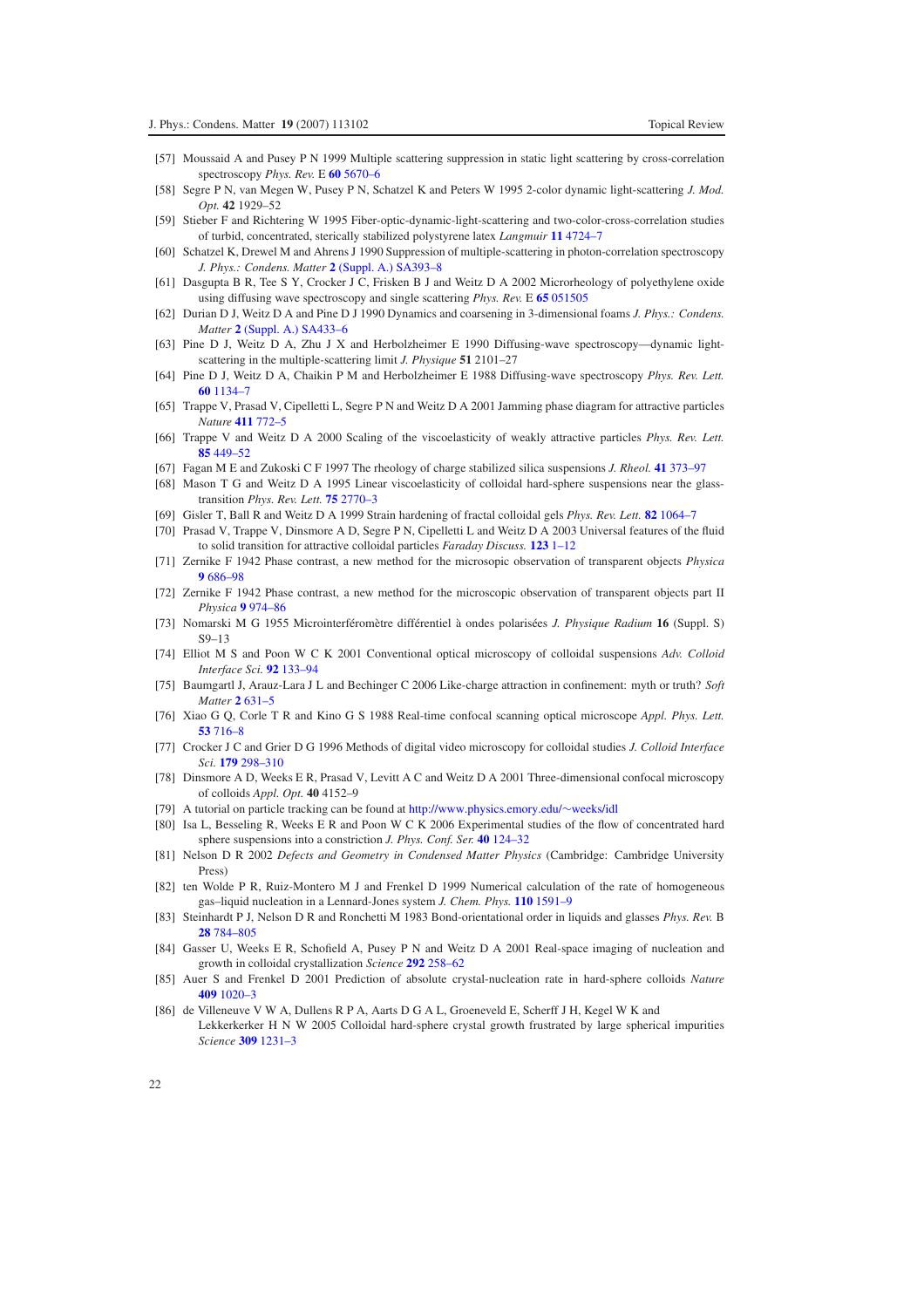[57] Moussaid A and Pusey P N 1999 Multiple scattering suppression in static light scattering by cross-correlation spectroscopy *Phys. Rev.* E **60** 5670–6

[58] Segre P N, van Megen W, Pusey P N, Schatzel K and Peters W 1995 2-color dynamic light-scattering *J. Mod. Opt.* **42** 1929–52

[59] Stieber F and Richtering W 1995 Fiber-optic-dynamic-light-scattering and two-color-cross-correlation studies of turbid, concentrated, sterically stabilized polystyrene latex *Langmuir* **11** 4724–7

[60] Schatzel K, Drewel M and Ahrens J 1990 Suppression of multiple-scattering in photon-correlation spectroscopy *J. Phys.: Condens. Matter* **2** (Suppl. A.) SA393–8

[61] Dasgupta B R, Tee S Y, Crocker J C, Frisken B J and Weitz D A 2002 Microrheology of polyethylene oxide using diffusing wave spectroscopy and single scattering *Phys. Rev.* E **65** 051505

[62] Durian D J, Weitz D A and Pine D J 1990 Dynamics and coarsening in 3-dimensional foams *J. Phys.: Condens. Matter* **2** (Suppl. A.) SA433–6

[63] Pine D J, Weitz D A, Zhu J X and Herbolzheimer E 1990 Diffusing-wave spectroscopy—dynamic light-scattering in the multiple-scattering limit *J. Physique* **51** 2101–27

[64] Pine D J, Weitz D A, Chaikin P M and Herbolzheimer E 1988 Diffusing-wave spectroscopy *Phys. Rev. Lett.* **60** 1134–7

[65] Trappe V, Prasad V, Cipelletti L, Segre P N and Weitz D A 2001 Jamming phase diagram for attractive particles *Nature* **411** 772–5

[66] Trappe V and Weitz D A 2000 Scaling of the viscoelasticity of weakly attractive particles *Phys. Rev. Lett.* **85** 449–52

[67] Fagan M E and Zukoski C F 1997 The rheology of charge stabilized silica suspensions *J. Rheol.* **41** 373–97

[68] Mason T G and Weitz D A 1995 Linear viscoelasticity of colloidal hard-sphere suspensions near the glass-transition *Phys. Rev. Lett.* **75** 2770–3

[69] Gisler T, Ball R and Weitz D A 1999 Strain hardening of fractal colloidal gels *Phys. Rev. Lett.* **82** 1064–7

[70] Prasad V, Trappe V, Dinsmore A D, Segre P N, Cipelletti L and Weitz D A 2003 Universal features of the fluid to solid transition for attractive colloidal particles *Faraday Discuss.* **123** 1–12

[71] Zernike F 1942 Phase contrast, a new method for the microsopic observation of transparent objects *Physica* **9** 686–98

[72] Zernike F 1942 Phase contrast, a new method for the microscopic observation of transparent objects part II *Physica* **9** 974–86

[73] Nomarski M G 1955 Microinterféromètre différentiel à ondes polarisées *J. Physique Radium* **16** (Suppl. S) S9–13

[74] Elliot M S and Poon W C K 2001 Conventional optical microscopy of colloidal suspensions *Adv. Colloid Interface Sci.* **92** 133–94

[75] Baumgartl J, Arauz-Lara J L and Bechinger C 2006 Like-charge attraction in confinement: myth or truth? *Soft Matter* **2** 631–5

[76] Xiao G Q, Corle T R and Kino G S 1988 Real-time confocal scanning optical microscope *Appl. Phys. Lett.* **53** 716–8

[77] Crocker J C and Grier D G 1996 Methods of digital video microscopy for colloidal studies *J. Colloid Interface Sci.* **179** 298–310

[78] Dinsmore A D, Weeks E R, Prasad V, Levitt A C and Weitz D A 2001 Three-dimensional confocal microscopy of colloids *Appl. Opt.* **40** 4152–9

[79] A tutorial on particle tracking can be found at http://www.physics.emory.edu/~weeks/idl

[80] Isa L, Besseling R, Weeks E R and Poon W C K 2006 Experimental studies of the flow of concentrated hard sphere suspensions into a constriction *J. Phys. Conf. Ser.* **40** 124–32

[81] Nelson D R 2002 *Defects and Geometry in Condensed Matter Physics* (Cambridge: Cambridge University Press)

[82] ten Wolde P R, Ruiz-Montero M J and Frenkel D 1999 Numerical calculation of the rate of homogeneous gas–liquid nucleation in a Lennard-Jones system *J. Chem. Phys.* **110** 1591–9

[83] Steinhardt P J, Nelson D R and Ronchetti M 1983 Bond-orientational order in liquids and glasses *Phys. Rev.* B **28** 784–805

[84] Gasser U, Weeks E R, Schofield A, Pusey P N and Weitz D A 2001 Real-space imaging of nucleation and growth in colloidal crystallization *Science* **292** 258–62

[85] Auer S and Frenkel D 2001 Prediction of absolute crystal-nucleation rate in hard-sphere colloids *Nature* **409** 1020–3

[86] de Villeneuve V W A, Dullens R P A, Aarts D G A L, Groeneveld E, Scherff J H, Kegel W K and Lekkerkerker H N W 2005 Colloidal hard-sphere crystal growth frustrated by large spherical impurities *Science* **309** 1231–3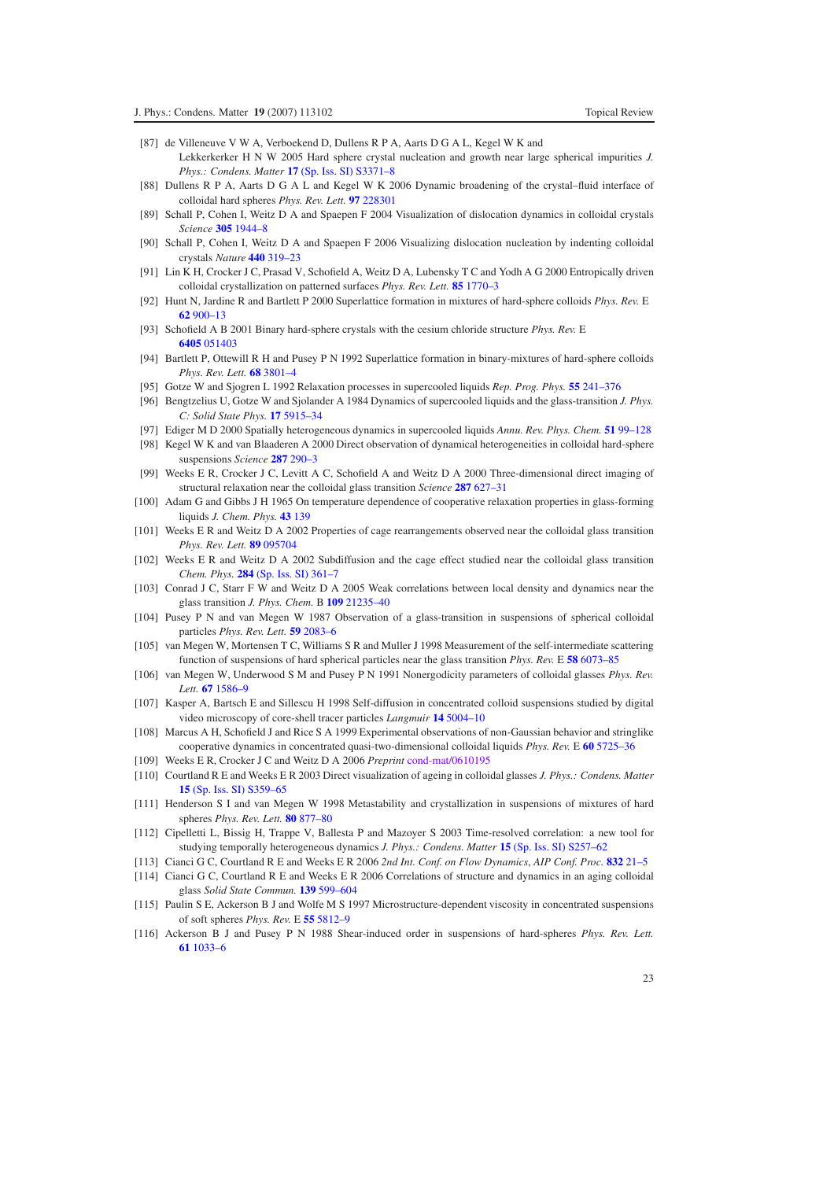[87] de Villeneuve V W A, Verboekend D, Dullens R P A, Aarts D G A L, Kegel W K and Lekkerkerker H N W 2005 Hard sphere crystal nucleation and growth near large spherical impurities *J. Phys.: Condens. Matter* **17** (Sp. Iss. SI) S3371–8

[88] Dullens R P A, Aarts D G A L and Kegel W K 2006 Dynamic broadening of the crystal–fluid interface of colloidal hard spheres *Phys. Rev. Lett.* **97** 228301

[89] Schall P, Cohen I, Weitz D A and Spaepen F 2004 Visualization of dislocation dynamics in colloidal crystals *Science* **305** 1944–8

[90] Schall P, Cohen I, Weitz D A and Spaepen F 2006 Visualizing dislocation nucleation by indenting colloidal crystals *Nature* **440** 319–23

[91] Lin K H, Crocker J C, Prasad V, Schofield A, Weitz D A, Lubensky T C and Yodh A G 2000 Entropically driven colloidal crystallization on patterned surfaces *Phys. Rev. Lett.* **85** 1770–3

[92] Hunt N, Jardine R and Bartlett P 2000 Superlattice formation in mixtures of hard-sphere colloids *Phys. Rev.* E **62** 900–13

[93] Schofield A B 2001 Binary hard-sphere crystals with the cesium chloride structure *Phys. Rev.* E **6405** 051403

[94] Bartlett P, Ottewill R H and Pusey P N 1992 Superlattice formation in binary-mixtures of hard-sphere colloids *Phys. Rev. Lett.* **68** 3801–4

[95] Gotze W and Sjogren L 1992 Relaxation processes in supercooled liquids *Rep. Prog. Phys.* **55** 241–376

[96] Bengtzelius U, Gotze W and Sjolander A 1984 Dynamics of supercooled liquids and the glass-transition *J. Phys. C: Solid State Phys.* **17** 5915–34

[97] Ediger M D 2000 Spatially heterogeneous dynamics in supercooled liquids *Annu. Rev. Phys. Chem.* **51** 99–128

[98] Kegel W K and van Blaaderen A 2000 Direct observation of dynamical heterogeneities in colloidal hard-sphere suspensions *Science* **287** 290–3

[99] Weeks E R, Crocker J C, Levitt A C, Schofield A and Weitz D A 2000 Three-dimensional direct imaging of structural relaxation near the colloidal glass transition *Science* **287** 627–31

[100] Adam G and Gibbs J H 1965 On temperature dependence of cooperative relaxation properties in glass-forming liquids *J. Chem. Phys.* **43** 139

[101] Weeks E R and Weitz D A 2002 Properties of cage rearrangements observed near the colloidal glass transition *Phys. Rev. Lett.* **89** 095704

[102] Weeks E R and Weitz D A 2002 Subdiffusion and the cage effect studied near the colloidal glass transition *Chem. Phys.* **284** (Sp. Iss. SI) 361–7

[103] Conrad J C, Starr F W and Weitz D A 2005 Weak correlations between local density and dynamics near the glass transition *J. Phys. Chem.* B **109** 21235–40

[104] Pusey P N and van Megen W 1987 Observation of a glass-transition in suspensions of spherical colloidal particles *Phys. Rev. Lett.* **59** 2083–6

[105] van Megen W, Mortensen T C, Williams S R and Muller J 1998 Measurement of the self-intermediate scattering function of suspensions of hard spherical particles near the glass transition *Phys. Rev.* E **58** 6073–85

[106] van Megen W, Underwood S M and Pusey P N 1991 Nonergodicity parameters of colloidal glasses *Phys. Rev. Lett.* **67** 1586–9

[107] Kasper A, Bartsch E and Sillescu H 1998 Self-diffusion in concentrated colloid suspensions studied by digital video microscopy of core-shell tracer particles *Langmuir* **14** 5004–10

[108] Marcus A H, Schofield J and Rice S A 1999 Experimental observations of non-Gaussian behavior and stringlike cooperative dynamics in concentrated quasi-two-dimensional colloidal liquids *Phys. Rev.* E **60** 5725–36

[109] Weeks E R, Crocker J C and Weitz D A 2006 *Preprint* cond-mat/0610195

[110] Courtland R E and Weeks E R 2003 Direct visualization of ageing in colloidal glasses *J. Phys.: Condens. Matter* **15** (Sp. Iss. SI) S359–65

[111] Henderson S I and van Megen W 1998 Metastability and crystallization in suspensions of mixtures of hard spheres *Phys. Rev. Lett.* **80** 877–80

[112] Cipelletti L, Bissig H, Trappe V, Ballesta P and Mazoyer S 2003 Time-resolved correlation: a new tool for studying temporally heterogeneous dynamics *J. Phys.: Condens. Matter* **15** (Sp. Iss. SI) S257–62

[113] Cianci G C, Courtland R E and Weeks E R 2006 *2nd Int. Conf. on Flow Dynamics*, *AIP Conf. Proc.* **832** 21–5

[114] Cianci G C, Courtland R E and Weeks E R 2006 Correlations of structure and dynamics in an aging colloidal glass *Solid State Commun.* **139** 599–604

[115] Paulin S E, Ackerson B J and Wolfe M S 1997 Microstructure-dependent viscosity in concentrated suspensions of soft spheres *Phys. Rev.* E **55** 5812–9

[116] Ackerson B J and Pusey P N 1988 Shear-induced order in suspensions of hard-spheres *Phys. Rev. Lett.* **61** 1033–6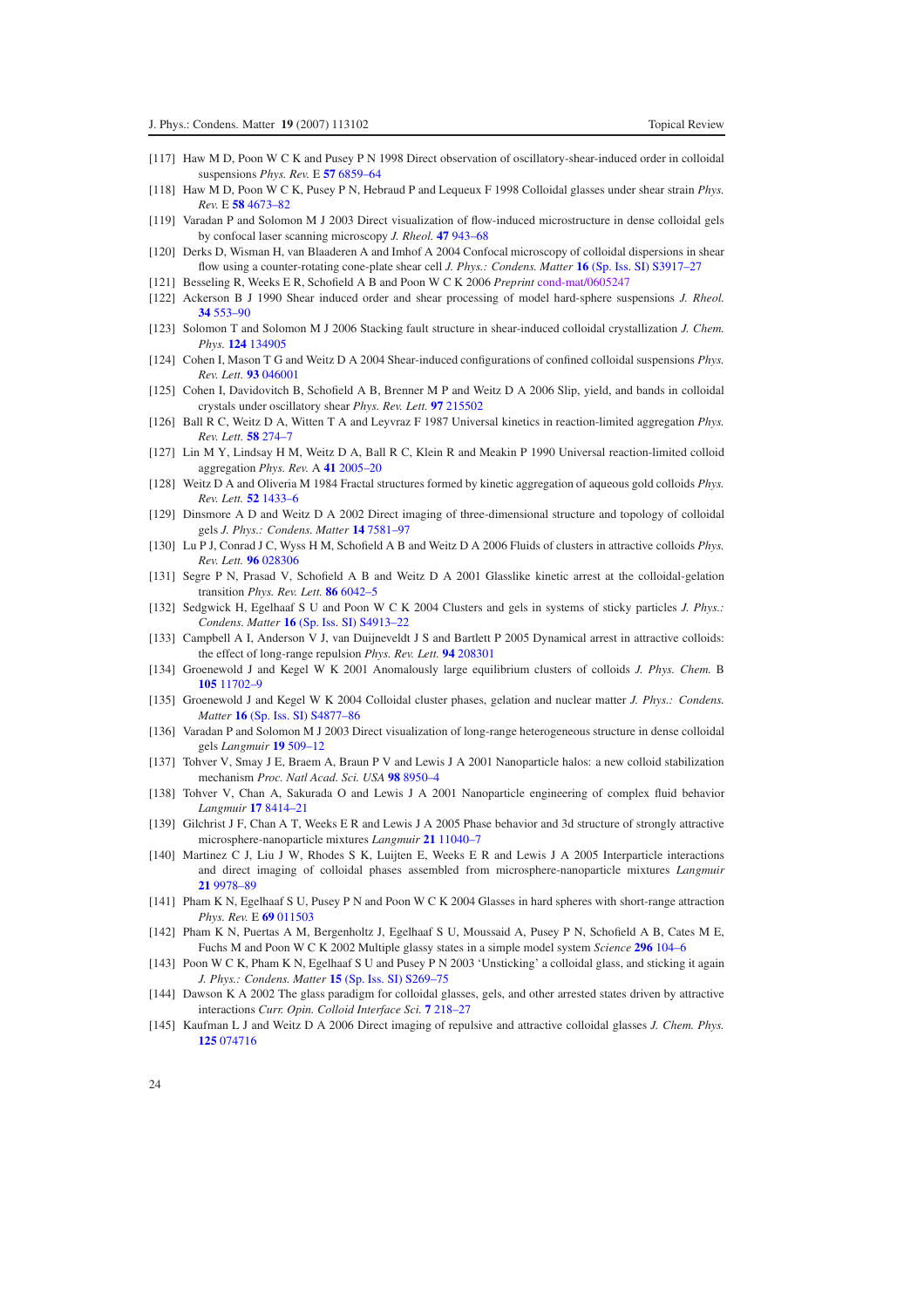[117] Haw M D, Poon W C K and Pusey P N 1998 Direct observation of oscillatory-shear-induced order in colloidal suspensions *Phys. Rev.* E **57** 6859–64

[118] Haw M D, Poon W C K, Pusey P N, Hebraud P and Lequeux F 1998 Colloidal glasses under shear strain *Phys. Rev.* E **58** 4673–82

[119] Varadan P and Solomon M J 2003 Direct visualization of flow-induced microstructure in dense colloidal gels by confocal laser scanning microscopy *J. Rheol.* **47** 943–68

[120] Derks D, Wisman H, van Blaaderen A and Imhof A 2004 Confocal microscopy of colloidal dispersions in shear flow using a counter-rotating cone-plate shear cell *J. Phys.: Condens. Matter* **16** (Sp. Iss. SI) S3917–27

[121] Besseling R, Weeks E R, Schofield A B and Poon W C K 2006 *Preprint* cond-mat/0605247

[122] Ackerson B J 1990 Shear induced order and shear processing of model hard-sphere suspensions *J. Rheol.* **34** 553–90

[123] Solomon T and Solomon M J 2006 Stacking fault structure in shear-induced colloidal crystallization *J. Chem. Phys.* **124** 134905

[124] Cohen I, Mason T G and Weitz D A 2004 Shear-induced configurations of confined colloidal suspensions *Phys. Rev. Lett.* **93** 046001

[125] Cohen I, Davidovitch B, Schofield A B, Brenner M P and Weitz D A 2006 Slip, yield, and bands in colloidal crystals under oscillatory shear *Phys. Rev. Lett.* **97** 215502

[126] Ball R C, Weitz D A, Witten T A and Leyvraz F 1987 Universal kinetics in reaction-limited aggregation *Phys. Rev. Lett.* **58** 274–7

[127] Lin M Y, Lindsay H M, Weitz D A, Ball R C, Klein R and Meakin P 1990 Universal reaction-limited colloid aggregation *Phys. Rev.* A **41** 2005–20

[128] Weitz D A and Oliveria M 1984 Fractal structures formed by kinetic aggregation of aqueous gold colloids *Phys. Rev. Lett.* **52** 1433–6

[129] Dinsmore A D and Weitz D A 2002 Direct imaging of three-dimensional structure and topology of colloidal gels *J. Phys.: Condens. Matter* **14** 7581–97

[130] Lu P J, Conrad J C, Wyss H M, Schofield A B and Weitz D A 2006 Fluids of clusters in attractive colloids *Phys. Rev. Lett.* **96** 028306

[131] Segre P N, Prasad V, Schofield A B and Weitz D A 2001 Glasslike kinetic arrest at the colloidal-gelation transition *Phys. Rev. Lett.* **86** 6042–5

[132] Sedgwick H, Egelhaaf S U and Poon W C K 2004 Clusters and gels in systems of sticky particles *J. Phys.: Condens. Matter* **16** (Sp. Iss. SI) S4913–22

[133] Campbell A I, Anderson V J, van Duijneveldt J S and Bartlett P 2005 Dynamical arrest in attractive colloids: the effect of long-range repulsion *Phys. Rev. Lett.* **94** 208301

[134] Groenewold J and Kegel W K 2001 Anomalously large equilibrium clusters of colloids *J. Phys. Chem.* B **105** 11702–9

[135] Groenewold J and Kegel W K 2004 Colloidal cluster phases, gelation and nuclear matter *J. Phys.: Condens. Matter* **16** (Sp. Iss. SI) S4877–86

[136] Varadan P and Solomon M J 2003 Direct visualization of long-range heterogeneous structure in dense colloidal gels *Langmuir* **19** 509–12

[137] Tohver V, Smay J E, Braem A, Braun P V and Lewis J A 2001 Nanoparticle halos: a new colloid stabilization mechanism *Proc. Natl Acad. Sci. USA* **98** 8950–4

[138] Tohver V, Chan A, Sakurada O and Lewis J A 2001 Nanoparticle engineering of complex fluid behavior *Langmuir* **17** 8414–21

[139] Gilchrist J F, Chan A T, Weeks E R and Lewis J A 2005 Phase behavior and 3d structure of strongly attractive microsphere-nanoparticle mixtures *Langmuir* **21** 11040–7

[140] Martinez C J, Liu J W, Rhodes S K, Luijten E, Weeks E R and Lewis J A 2005 Interparticle interactions and direct imaging of colloidal phases assembled from microsphere-nanoparticle mixtures *Langmuir* **21** 9978–89

[141] Pham K N, Egelhaaf S U, Pusey P N and Poon W C K 2004 Glasses in hard spheres with short-range attraction *Phys. Rev.* E **69** 011503

[142] Pham K N, Puertas A M, Bergenholtz J, Egelhaaf S U, Moussaid A, Pusey P N, Schofield A B, Cates M E, Fuchs M and Poon W C K 2002 Multiple glassy states in a simple model system *Science* **296** 104–6

[143] Poon W C K, Pham K N, Egelhaaf S U and Pusey P N 2003 'Unsticking' a colloidal glass, and sticking it again *J. Phys.: Condens. Matter* **15** (Sp. Iss. SI) S269–75

[144] Dawson K A 2002 The glass paradigm for colloidal glasses, gels, and other arrested states driven by attractive interactions *Curr. Opin. Colloid Interface Sci.* **7** 218–27

[145] Kaufman L J and Weitz D A 2006 Direct imaging of repulsive and attractive colloidal glasses *J. Chem. Phys.* **125** 074716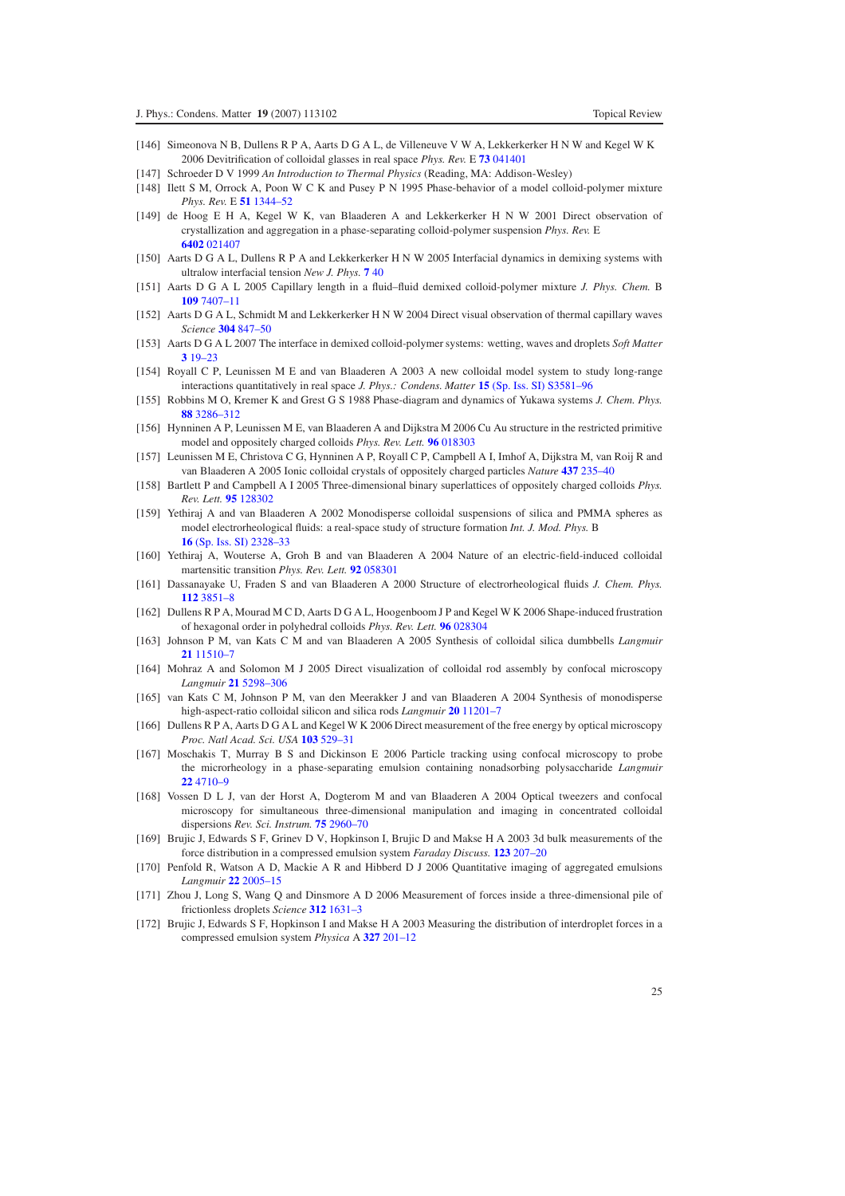[146] Simeonova N B, Dullens R P A, Aarts D G A L, de Villeneuve V W A, Lekkerkerker H N W and Kegel W K 2006 Devitrification of colloidal glasses in real space *Phys. Rev.* E **73** 041401

[147] Schroeder D V 1999 *An Introduction to Thermal Physics* (Reading, MA: Addison-Wesley)

[148] Ilett S M, Orrock A, Poon W C K and Pusey P N 1995 Phase-behavior of a model colloid-polymer mixture *Phys. Rev.* E **51** 1344–52

[149] de Hoog E H A, Kegel W K, van Blaaderen A and Lekkerkerker H N W 2001 Direct observation of crystallization and aggregation in a phase-separating colloid-polymer suspension *Phys. Rev.* E **6402** 021407

[150] Aarts D G A L, Dullens R P A and Lekkerkerker H N W 2005 Interfacial dynamics in demixing systems with ultralow interfacial tension *New J. Phys.* **7** 40

[151] Aarts D G A L 2005 Capillary length in a fluid–fluid demixed colloid-polymer mixture *J. Phys. Chem.* B **109** 7407–11

[152] Aarts D G A L, Schmidt M and Lekkerkerker H N W 2004 Direct visual observation of thermal capillary waves *Science* **304** 847–50

[153] Aarts D G A L 2007 The interface in demixed colloid-polymer systems: wetting, waves and droplets *Soft Matter* **3** 19–23

[154] Royall C P, Leunissen M E and van Blaaderen A 2003 A new colloidal model system to study long-range interactions quantitatively in real space *J. Phys.: Condens. Matter* **15** (Sp. Iss. SI) S3581–96

[155] Robbins M O, Kremer K and Grest G S 1988 Phase-diagram and dynamics of Yukawa systems *J. Chem. Phys.* **88** 3286–312

[156] Hynninen A P, Leunissen M E, van Blaaderen A and Dijkstra M 2006 Cu Au structure in the restricted primitive model and oppositely charged colloids *Phys. Rev. Lett.* **96** 018303

[157] Leunissen M E, Christova C G, Hynninen A P, Royall C P, Campbell A I, Imhof A, Dijkstra M, van Roij R and van Blaaderen A 2005 Ionic colloidal crystals of oppositely charged particles *Nature* **437** 235–40

[158] Bartlett P and Campbell A I 2005 Three-dimensional binary superlattices of oppositely charged colloids *Phys. Rev. Lett.* **95** 128302

[159] Yethiraj A and van Blaaderen A 2002 Monodisperse colloidal suspensions of silica and PMMA spheres as model electrorheological fluids: a real-space study of structure formation *Int. J. Mod. Phys.* B **16** (Sp. Iss. SI) 2328–33

[160] Yethiraj A, Wouterse A, Groh B and van Blaaderen A 2004 Nature of an electric-field-induced colloidal martensitic transition *Phys. Rev. Lett.* **92** 058301

[161] Dassanayake U, Fraden S and van Blaaderen A 2000 Structure of electrorheological fluids *J. Chem. Phys.* **112** 3851–8

[162] Dullens R P A, Mourad M C D, Aarts D G A L, Hoogenboom J P and Kegel W K 2006 Shape-induced frustration of hexagonal order in polyhedral colloids *Phys. Rev. Lett.* **96** 028304

[163] Johnson P M, van Kats C M and van Blaaderen A 2005 Synthesis of colloidal silica dumbbells *Langmuir* **21** 11510–7

[164] Mohraz A and Solomon M J 2005 Direct visualization of colloidal rod assembly by confocal microscopy *Langmuir* **21** 5298–306

[165] van Kats C M, Johnson P M, van den Meerakker J and van Blaaderen A 2004 Synthesis of monodisperse high-aspect-ratio colloidal silicon and silica rods *Langmuir* **20** 11201–7

[166] Dullens R P A, Aarts D G A L and Kegel W K 2006 Direct measurement of the free energy by optical microscopy *Proc. Natl Acad. Sci. USA* **103** 529–31

[167] Moschakis T, Murray B S and Dickinson E 2006 Particle tracking using confocal microscopy to probe the microrheology in a phase-separating emulsion containing nonadsorbing polysaccharide *Langmuir* **22** 4710–9

[168] Vossen D L J, van der Horst A, Dogterom M and van Blaaderen A 2004 Optical tweezers and confocal microscopy for simultaneous three-dimensional manipulation and imaging in concentrated colloidal dispersions *Rev. Sci. Instrum.* **75** 2960–70

[169] Brujic J, Edwards S F, Grinev D V, Hopkinson I, Brujic D and Makse H A 2003 3d bulk measurements of the force distribution in a compressed emulsion system *Faraday Discuss.* **123** 207–20

[170] Penfold R, Watson A D, Mackie A R and Hibberd D J 2006 Quantitative imaging of aggregated emulsions *Langmuir* **22** 2005–15

[171] Zhou J, Long S, Wang Q and Dinsmore A D 2006 Measurement of forces inside a three-dimensional pile of frictionless droplets *Science* **312** 1631–3

[172] Brujic J, Edwards S F, Hopkinson I and Makse H A 2003 Measuring the distribution of interdroplet forces in a compressed emulsion system *Physica* A **327** 201–12